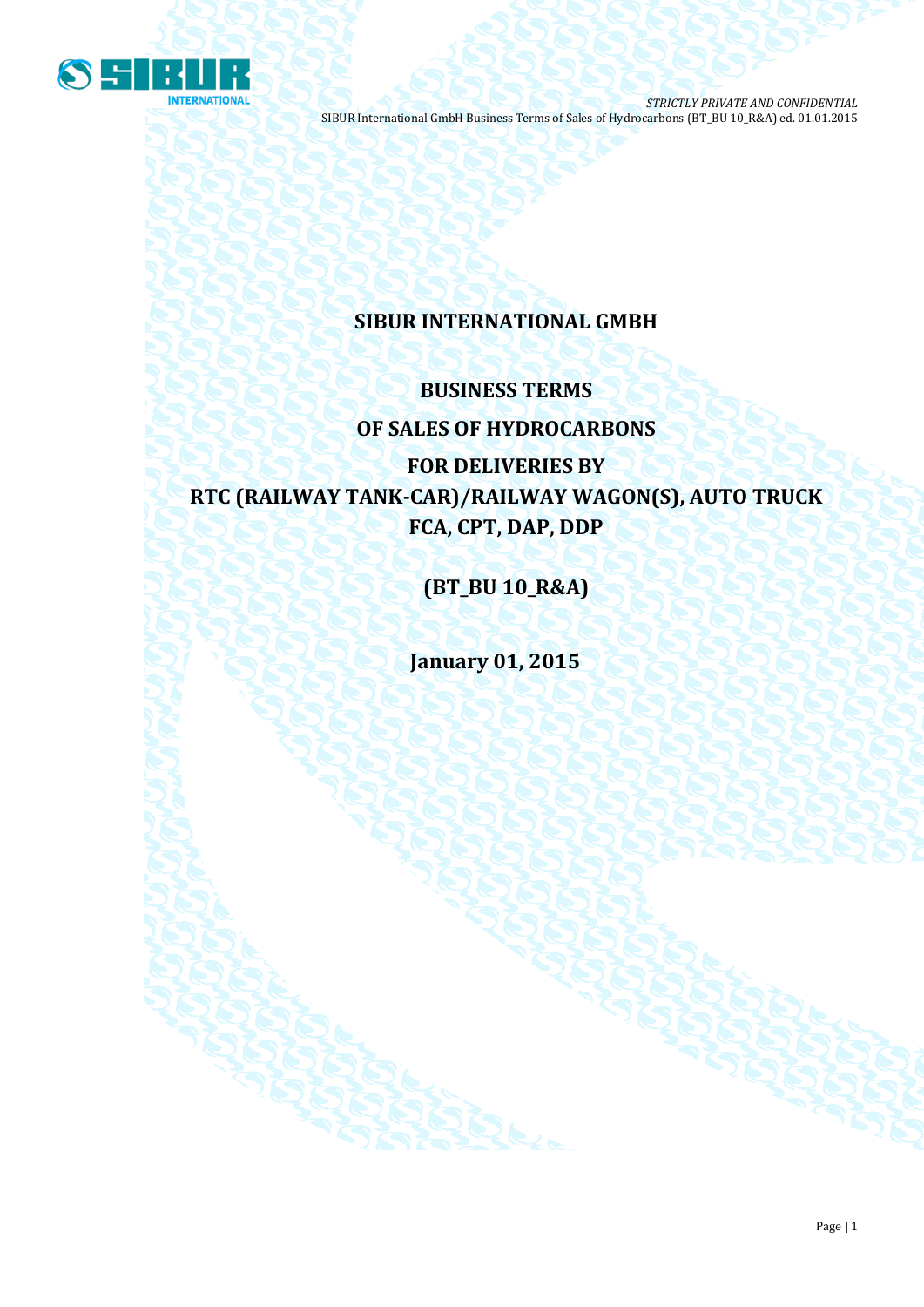# SIBUR INTERNATIONAL GMBH

## BUSINESS TERMS

## OF SALES OF HYDROCARBONS

## FOR DELIVERIES BY

## RTC (RAILWAY TANK-CAR)/RAILWAY WAGON(S), AUTO TRUCK

## FCA, CPT, DAP, DDP

## (BT_BU 10_R&A)

## January 01, 2015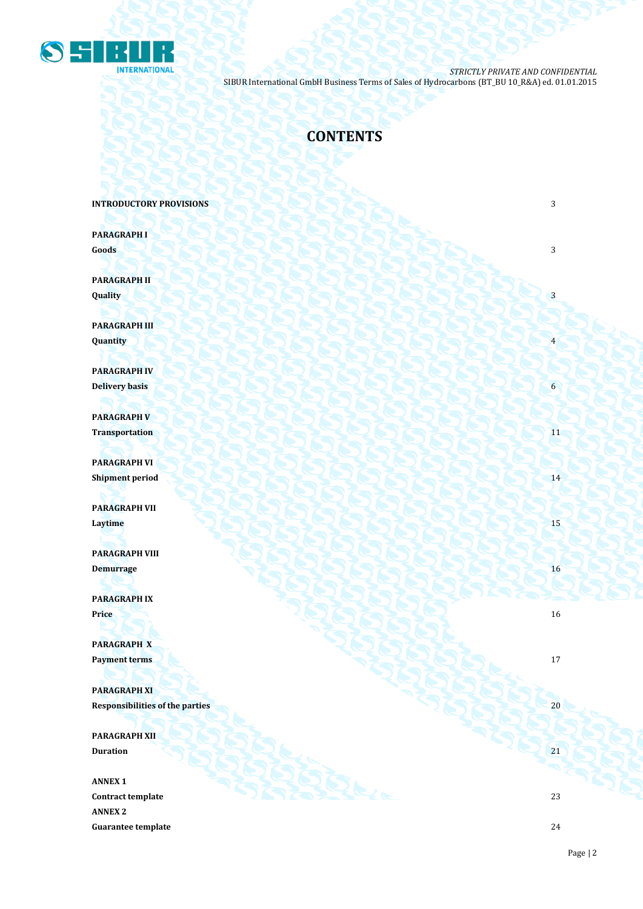# CONTENTS

| | |
|---|---|
| **INTRODUCTORY PROVISIONS** | 3 |
| **PARAGRAPH I** | |
| **Goods** | 3 |
| **PARAGRAPH II** | |
| **Quality** | 3 |
| **PARAGRAPH III** | |
| **Quantity** | 4 |
| **PARAGRAPH IV** | |
| **Delivery basis** | 6 |
| **PARAGRAPH V** | |
| **Transportation** | 11 |
| **PARAGRAPH VI** | |
| **Shipment period** | 14 |
| **PARAGRAPH VII** | |
| **Laytime** | 15 |
| **PARAGRAPH VIII** | |
| **Demurrage** | 16 |
| **PARAGRAPH IX** | |
| **Price** | 16 |
| **PARAGRAPH X** | |
| **Payment terms** | 17 |
| **PARAGRAPH XI** | |
| **Responsibilities of the parties** | 20 |
| **PARAGRAPH XII** | |
| **Duration** | 21 |
| **ANNEX 1** | |
| **Contract template** | 23 |
| **ANNEX 2** | |
| **Guarantee template** | 24 |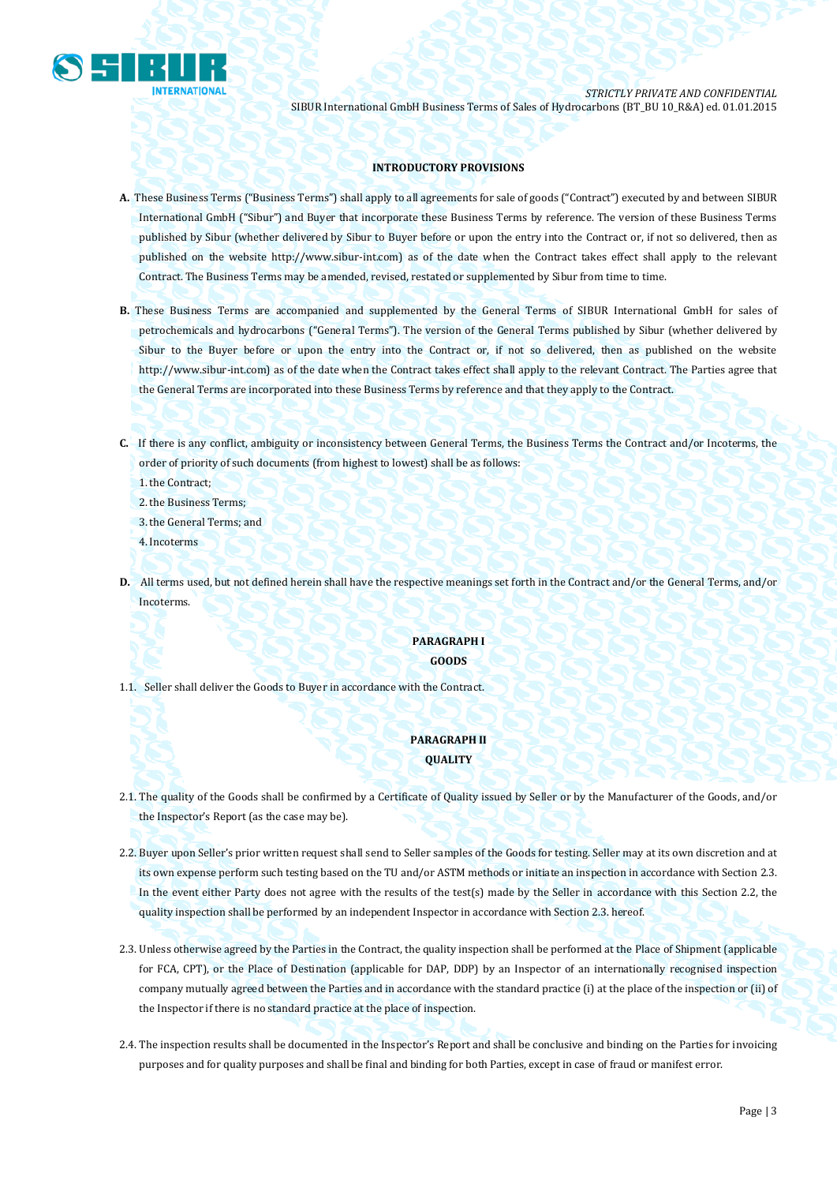## INTRODUCTORY PROVISIONS

**A.** These Business Terms ("Business Terms") shall apply to all agreements for sale of goods ("Contract") executed by and between SIBUR International GmbH ("Sibur") and Buyer that incorporate these Business Terms by reference. The version of these Business Terms published by Sibur (whether delivered by Sibur to Buyer before or upon the entry into the Contract or, if not so delivered, then as published on the website http://www.sibur-int.com) as of the date when the Contract takes effect shall apply to the relevant Contract. The Business Terms may be amended, revised, restated or supplemented by Sibur from time to time.

**B.** These Business Terms are accompanied and supplemented by the General Terms of SIBUR International GmbH for sales of petrochemicals and hydrocarbons ("General Terms"). The version of the General Terms published by Sibur (whether delivered by Sibur to the Buyer before or upon the entry into the Contract or, if not so delivered, then as published on the website http://www.sibur-int.com) as of the date when the Contract takes effect shall apply to the relevant Contract. The Parties agree that the General Terms are incorporated into these Business Terms by reference and that they apply to the Contract.

**C.** If there is any conflict, ambiguity or inconsistency between General Terms, the Business Terms the Contract and/or Incoterms, the order of priority of such documents (from highest to lowest) shall be as follows:

1. the Contract;
2. the Business Terms;
3. the General Terms; and
4. Incoterms

**D.** All terms used, but not defined herein shall have the respective meanings set forth in the Contract and/or the General Terms, and/or Incoterms.

## PARAGRAPH I
## GOODS

1.1. Seller shall deliver the Goods to Buyer in accordance with the Contract.

## PARAGRAPH II
## QUALITY

2.1. The quality of the Goods shall be confirmed by a Certificate of Quality issued by Seller or by the Manufacturer of the Goods, and/or the Inspector's Report (as the case may be).

2.2. Buyer upon Seller's prior written request shall send to Seller samples of the Goods for testing. Seller may at its own discretion and at its own expense perform such testing based on the TU and/or ASTM methods or initiate an inspection in accordance with Section 2.3. In the event either Party does not agree with the results of the test(s) made by the Seller in accordance with this Section 2.2, the quality inspection shall be performed by an independent Inspector in accordance with Section 2.3. hereof.

2.3. Unless otherwise agreed by the Parties in the Contract, the quality inspection shall be performed at the Place of Shipment (applicable for FCA, CPT), or the Place of Destination (applicable for DAP, DDP) by an Inspector of an internationally recognised inspection company mutually agreed between the Parties and in accordance with the standard practice (i) at the place of the inspection or (ii) of the Inspector if there is no standard practice at the place of inspection.

2.4. The inspection results shall be documented in the Inspector's Report and shall be conclusive and binding on the Parties for invoicing purposes and for quality purposes and shall be final and binding for both Parties, except in case of fraud or manifest error.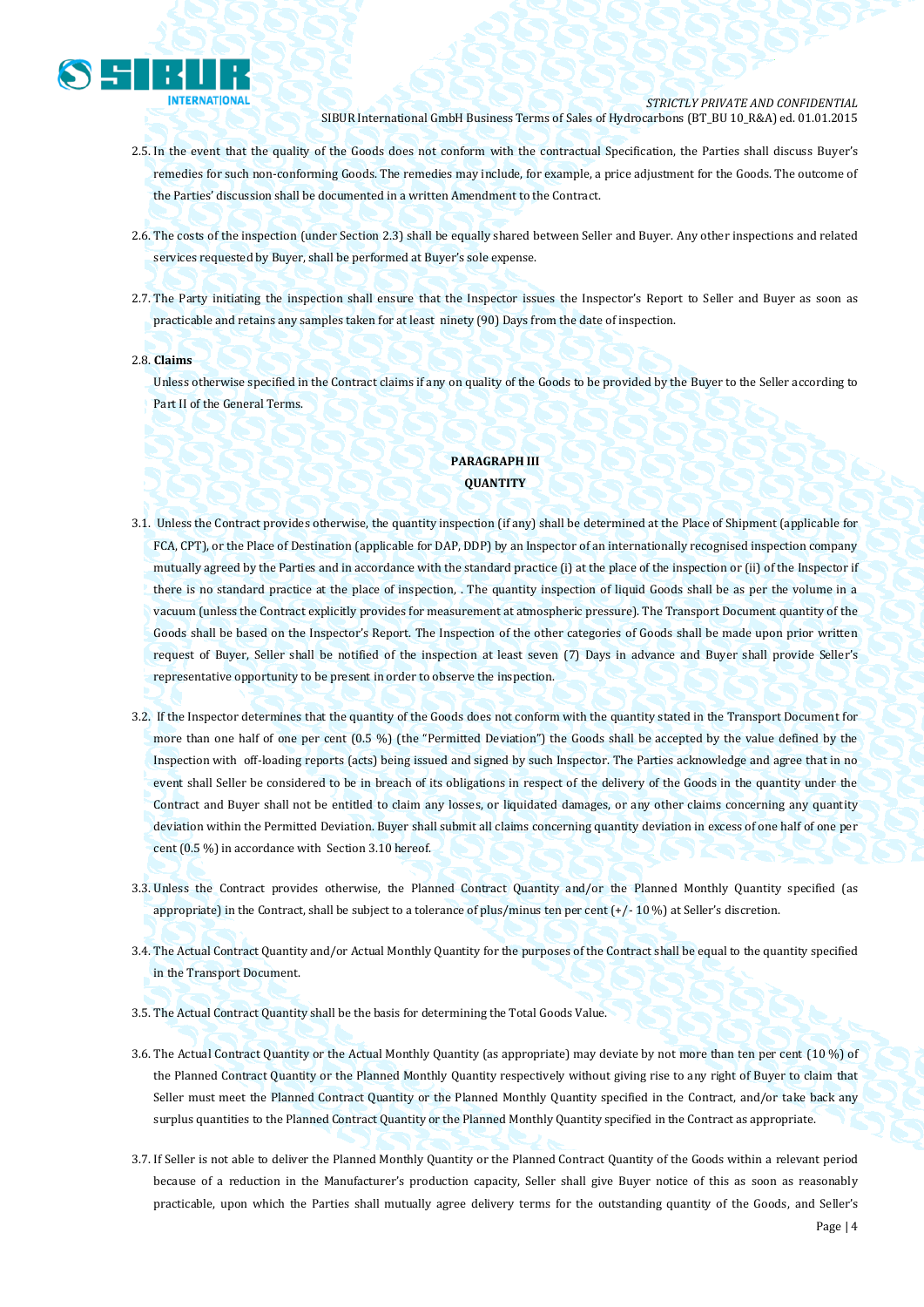2.5. In the event that the quality of the Goods does not conform with the contractual Specification, the Parties shall discuss Buyer's remedies for such non-conforming Goods. The remedies may include, for example, a price adjustment for the Goods. The outcome of the Parties' discussion shall be documented in a written Amendment to the Contract.

2.6. The costs of the inspection (under Section 2.3) shall be equally shared between Seller and Buyer. Any other inspections and related services requested by Buyer, shall be performed at Buyer's sole expense.

2.7. The Party initiating the inspection shall ensure that the Inspector issues the Inspector's Report to Seller and Buyer as soon as practicable and retains any samples taken for at least ninety (90) Days from the date of inspection.

2.8. **Claims**

Unless otherwise specified in the Contract claims if any on quality of the Goods to be provided by the Buyer to the Seller according to Part II of the General Terms.

## PARAGRAPH III
## QUANTITY

3.1. Unless the Contract provides otherwise, the quantity inspection (if any) shall be determined at the Place of Shipment (applicable for FCA, CPT), or the Place of Destination (applicable for DAP, DDP) by an Inspector of an internationally recognised inspection company mutually agreed by the Parties and in accordance with the standard practice (i) at the place of the inspection or (ii) of the Inspector if there is no standard practice at the place of inspection, . The quantity inspection of liquid Goods shall be as per the volume in a vacuum (unless the Contract explicitly provides for measurement at atmospheric pressure). The Transport Document quantity of the Goods shall be based on the Inspector's Report. The Inspection of the other categories of Goods shall be made upon prior written request of Buyer, Seller shall be notified of the inspection at least seven (7) Days in advance and Buyer shall provide Seller's representative opportunity to be present in order to observe the inspection.

3.2. If the Inspector determines that the quantity of the Goods does not conform with the quantity stated in the Transport Document for more than one half of one per cent (0.5 %) (the "Permitted Deviation") the Goods shall be accepted by the value defined by the Inspection with off-loading reports (acts) being issued and signed by such Inspector. The Parties acknowledge and agree that in no event shall Seller be considered to be in breach of its obligations in respect of the delivery of the Goods in the quantity under the Contract and Buyer shall not be entitled to claim any losses, or liquidated damages, or any other claims concerning any quantity deviation within the Permitted Deviation. Buyer shall submit all claims concerning quantity deviation in excess of one half of one per cent (0.5 %) in accordance with Section 3.10 hereof.

3.3. Unless the Contract provides otherwise, the Planned Contract Quantity and/or the Planned Monthly Quantity specified (as appropriate) in the Contract, shall be subject to a tolerance of plus/minus ten per cent (+/- 10 %) at Seller's discretion.

3.4. The Actual Contract Quantity and/or Actual Monthly Quantity for the purposes of the Contract shall be equal to the quantity specified in the Transport Document.

3.5. The Actual Contract Quantity shall be the basis for determining the Total Goods Value.

3.6. The Actual Contract Quantity or the Actual Monthly Quantity (as appropriate) may deviate by not more than ten per cent (10 %) of the Planned Contract Quantity or the Planned Monthly Quantity respectively without giving rise to any right of Buyer to claim that Seller must meet the Planned Contract Quantity or the Planned Monthly Quantity specified in the Contract, and/or take back any surplus quantities to the Planned Contract Quantity or the Planned Monthly Quantity specified in the Contract as appropriate.

3.7. If Seller is not able to deliver the Planned Monthly Quantity or the Planned Contract Quantity of the Goods within a relevant period because of a reduction in the Manufacturer's production capacity, Seller shall give Buyer notice of this as soon as reasonably practicable, upon which the Parties shall mutually agree delivery terms for the outstanding quantity of the Goods, and Seller's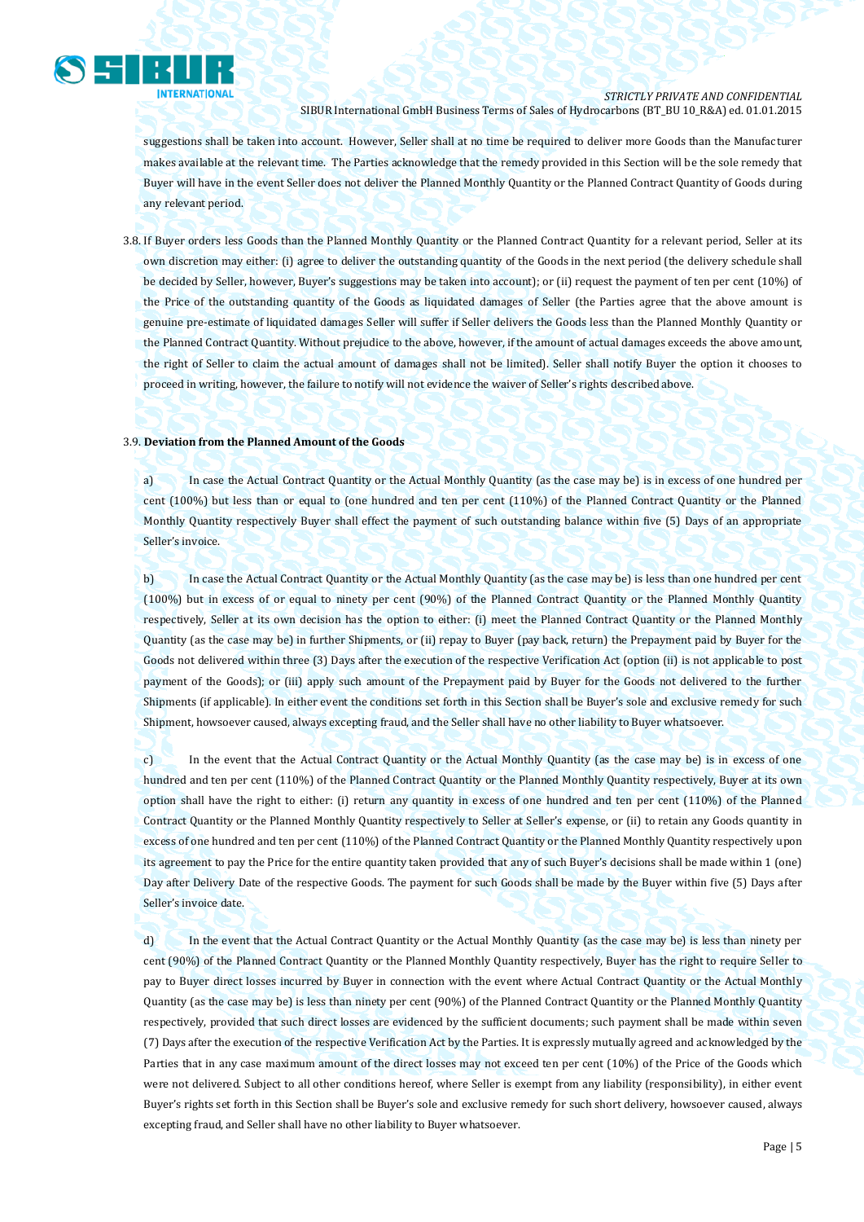suggestions shall be taken into account. However, Seller shall at no time be required to deliver more Goods than the Manufacturer makes available at the relevant time. The Parties acknowledge that the remedy provided in this Section will be the sole remedy that Buyer will have in the event Seller does not deliver the Planned Monthly Quantity or the Planned Contract Quantity of Goods during any relevant period.

3.8. If Buyer orders less Goods than the Planned Monthly Quantity or the Planned Contract Quantity for a relevant period, Seller at its own discretion may either: (i) agree to deliver the outstanding quantity of the Goods in the next period (the delivery schedule shall be decided by Seller, however, Buyer's suggestions may be taken into account); or (ii) request the payment of ten per cent (10%) of the Price of the outstanding quantity of the Goods as liquidated damages of Seller (the Parties agree that the above amount is genuine pre-estimate of liquidated damages Seller will suffer if Seller delivers the Goods less than the Planned Monthly Quantity or the Planned Contract Quantity. Without prejudice to the above, however, if the amount of actual damages exceeds the above amount, the right of Seller to claim the actual amount of damages shall not be limited). Seller shall notify Buyer the option it chooses to proceed in writing, however, the failure to notify will not evidence the waiver of Seller's rights described above.

3.9. **Deviation from the Planned Amount of the Goods**

a) In case the Actual Contract Quantity or the Actual Monthly Quantity (as the case may be) is in excess of one hundred per cent (100%) but less than or equal to (one hundred and ten per cent (110%) of the Planned Contract Quantity or the Planned Monthly Quantity respectively Buyer shall effect the payment of such outstanding balance within five (5) Days of an appropriate Seller's invoice.

b) In case the Actual Contract Quantity or the Actual Monthly Quantity (as the case may be) is less than one hundred per cent (100%) but in excess of or equal to ninety per cent (90%) of the Planned Contract Quantity or the Planned Monthly Quantity respectively, Seller at its own decision has the option to either: (i) meet the Planned Contract Quantity or the Planned Monthly Quantity (as the case may be) in further Shipments, or (ii) repay to Buyer (pay back, return) the Prepayment paid by Buyer for the Goods not delivered within three (3) Days after the execution of the respective Verification Act (option (ii) is not applicable to post payment of the Goods); or (iii) apply such amount of the Prepayment paid by Buyer for the Goods not delivered to the further Shipments (if applicable). In either event the conditions set forth in this Section shall be Buyer's sole and exclusive remedy for such Shipment, howsoever caused, always excepting fraud, and the Seller shall have no other liability to Buyer whatsoever.

c) In the event that the Actual Contract Quantity or the Actual Monthly Quantity (as the case may be) is in excess of one hundred and ten per cent (110%) of the Planned Contract Quantity or the Planned Monthly Quantity respectively, Buyer at its own option shall have the right to either: (i) return any quantity in excess of one hundred and ten per cent (110%) of the Planned Contract Quantity or the Planned Monthly Quantity respectively to Seller at Seller's expense, or (ii) to retain any Goods quantity in excess of one hundred and ten per cent (110%) of the Planned Contract Quantity or the Planned Monthly Quantity respectively upon its agreement to pay the Price for the entire quantity taken provided that any of such Buyer's decisions shall be made within 1 (one) Day after Delivery Date of the respective Goods. The payment for such Goods shall be made by the Buyer within five (5) Days after Seller's invoice date.

d) In the event that the Actual Contract Quantity or the Actual Monthly Quantity (as the case may be) is less than ninety per cent (90%) of the Planned Contract Quantity or the Planned Monthly Quantity respectively, Buyer has the right to require Seller to pay to Buyer direct losses incurred by Buyer in connection with the event where Actual Contract Quantity or the Actual Monthly Quantity (as the case may be) is less than ninety per cent (90%) of the Planned Contract Quantity or the Planned Monthly Quantity respectively, provided that such direct losses are evidenced by the sufficient documents; such payment shall be made within seven (7) Days after the execution of the respective Verification Act by the Parties. It is expressly mutually agreed and acknowledged by the Parties that in any case maximum amount of the direct losses may not exceed ten per cent (10%) of the Price of the Goods which were not delivered. Subject to all other conditions hereof, where Seller is exempt from any liability (responsibility), in either event Buyer's rights set forth in this Section shall be Buyer's sole and exclusive remedy for such short delivery, howsoever caused, always excepting fraud, and Seller shall have no other liability to Buyer whatsoever.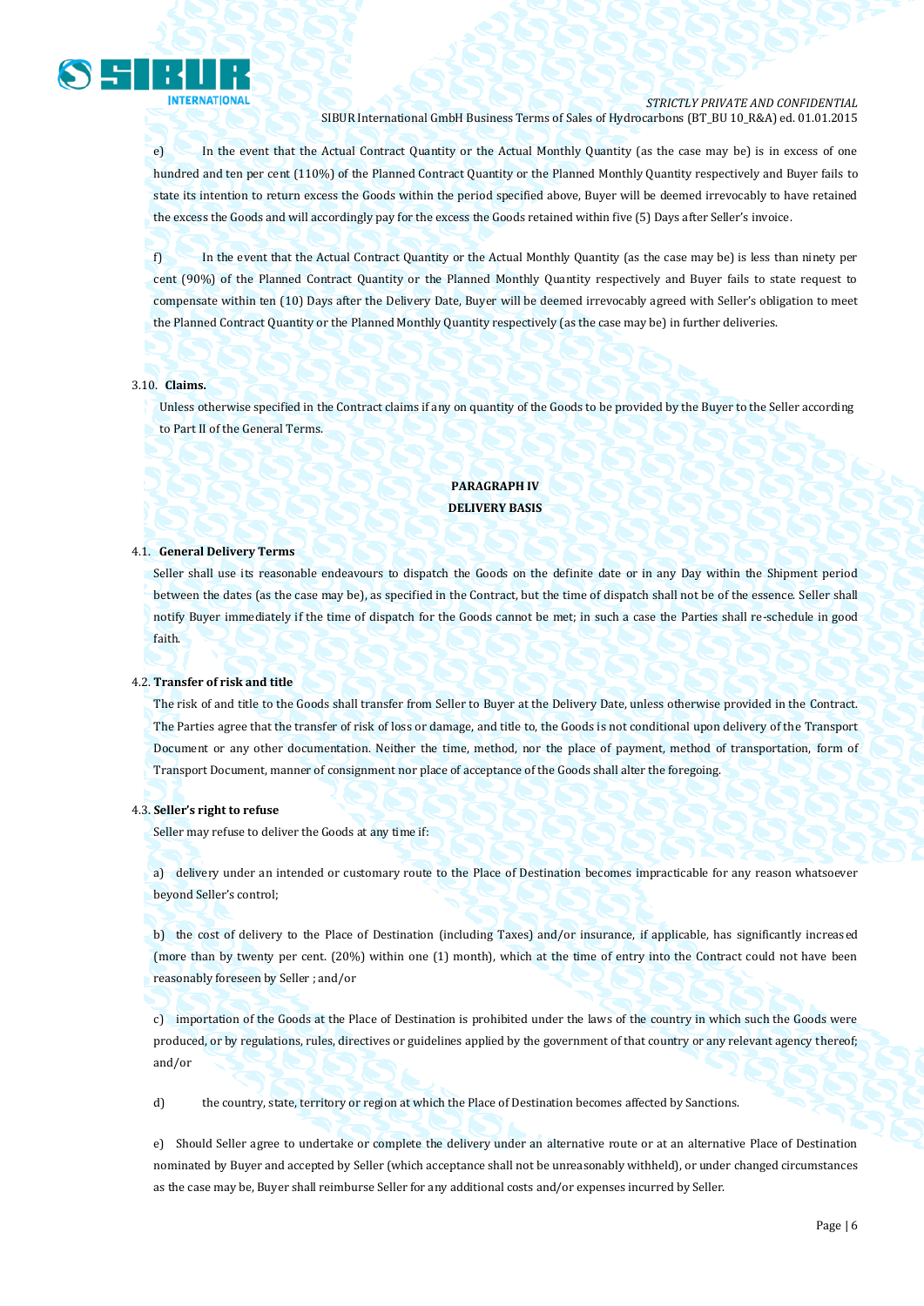e) In the event that the Actual Contract Quantity or the Actual Monthly Quantity (as the case may be) is in excess of one hundred and ten per cent (110%) of the Planned Contract Quantity or the Planned Monthly Quantity respectively and Buyer fails to state its intention to return excess the Goods within the period specified above, Buyer will be deemed irrevocably to have retained the excess the Goods and will accordingly pay for the excess the Goods retained within five (5) Days after Seller's invoice.

f) In the event that the Actual Contract Quantity or the Actual Monthly Quantity (as the case may be) is less than ninety per cent (90%) of the Planned Contract Quantity or the Planned Monthly Quantity respectively and Buyer fails to state request to compensate within ten (10) Days after the Delivery Date, Buyer will be deemed irrevocably agreed with Seller's obligation to meet the Planned Contract Quantity or the Planned Monthly Quantity respectively (as the case may be) in further deliveries.

3.10. **Claims.**

Unless otherwise specified in the Contract claims if any on quantity of the Goods to be provided by the Buyer to the Seller according to Part II of the General Terms.

## PARAGRAPH IV
## DELIVERY BASIS

4.1. **General Delivery Terms**

Seller shall use its reasonable endeavours to dispatch the Goods on the definite date or in any Day within the Shipment period between the dates (as the case may be), as specified in the Contract, but the time of dispatch shall not be of the essence. Seller shall notify Buyer immediately if the time of dispatch for the Goods cannot be met; in such a case the Parties shall re-schedule in good faith.

4.2. **Transfer of risk and title**

The risk of and title to the Goods shall transfer from Seller to Buyer at the Delivery Date, unless otherwise provided in the Contract. The Parties agree that the transfer of risk of loss or damage, and title to, the Goods is not conditional upon delivery of the Transport Document or any other documentation. Neither the time, method, nor the place of payment, method of transportation, form of Transport Document, manner of consignment nor place of acceptance of the Goods shall alter the foregoing.

4.3. **Seller's right to refuse**

Seller may refuse to deliver the Goods at any time if:

a) delivery under an intended or customary route to the Place of Destination becomes impracticable for any reason whatsoever beyond Seller's control;

b) the cost of delivery to the Place of Destination (including Taxes) and/or insurance, if applicable, has significantly increased (more than by twenty per cent. (20%) within one (1) month), which at the time of entry into the Contract could not have been reasonably foreseen by Seller ; and/or

c) importation of the Goods at the Place of Destination is prohibited under the laws of the country in which such the Goods were produced, or by regulations, rules, directives or guidelines applied by the government of that country or any relevant agency thereof; and/or

d) the country, state, territory or region at which the Place of Destination becomes affected by Sanctions.

e) Should Seller agree to undertake or complete the delivery under an alternative route or at an alternative Place of Destination nominated by Buyer and accepted by Seller (which acceptance shall not be unreasonably withheld), or under changed circumstances as the case may be, Buyer shall reimburse Seller for any additional costs and/or expenses incurred by Seller.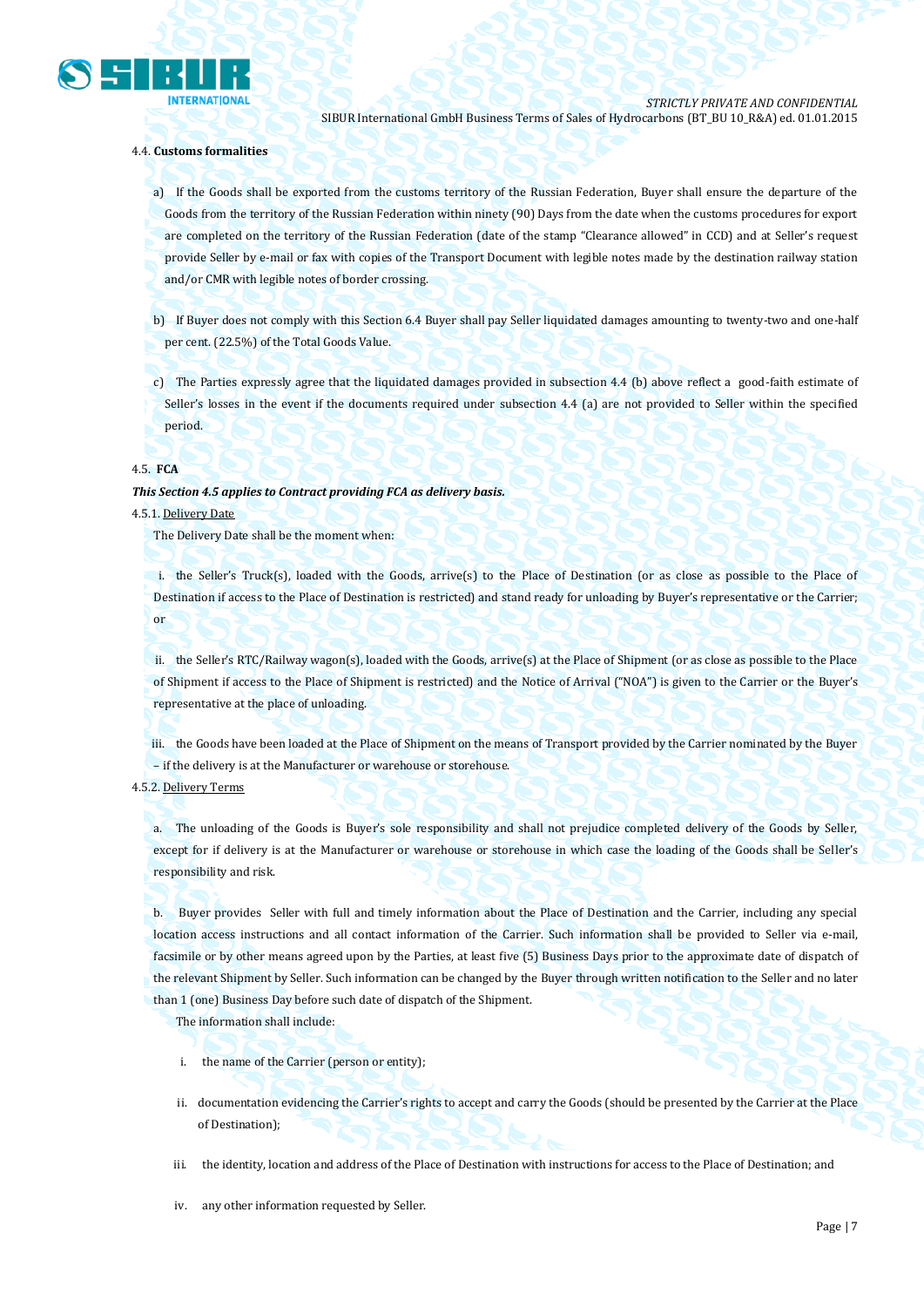4.4. **Customs formalities**

a) If the Goods shall be exported from the customs territory of the Russian Federation, Buyer shall ensure the departure of the Goods from the territory of the Russian Federation within ninety (90) Days from the date when the customs procedures for export are completed on the territory of the Russian Federation (date of the stamp "Clearance allowed" in CCD) and at Seller's request provide Seller by e-mail or fax with copies of the Transport Document with legible notes made by the destination railway station and/or CMR with legible notes of border crossing.

b) If Buyer does not comply with this Section 6.4 Buyer shall pay Seller liquidated damages amounting to twenty-two and one-half per cent. (22.5%) of the Total Goods Value.

c) The Parties expressly agree that the liquidated damages provided in subsection 4.4 (b) above reflect a good-faith estimate of Seller's losses in the event if the documents required under subsection 4.4 (a) are not provided to Seller within the specified period.

4.5. **FCA**

***This Section 4.5 applies to Contract providing FCA as delivery basis.***

4.5.1. Delivery Date

The Delivery Date shall be the moment when:

i. the Seller's Truck(s), loaded with the Goods, arrive(s) to the Place of Destination (or as close as possible to the Place of Destination if access to the Place of Destination is restricted) and stand ready for unloading by Buyer's representative or the Carrier; or

ii. the Seller's RTC/Railway wagon(s), loaded with the Goods, arrive(s) at the Place of Shipment (or as close as possible to the Place of Shipment if access to the Place of Shipment is restricted) and the Notice of Arrival ("NOA") is given to the Carrier or the Buyer's representative at the place of unloading.

iii. the Goods have been loaded at the Place of Shipment on the means of Transport provided by the Carrier nominated by the Buyer – if the delivery is at the Manufacturer or warehouse or storehouse.

4.5.2. Delivery Terms

a. The unloading of the Goods is Buyer's sole responsibility and shall not prejudice completed delivery of the Goods by Seller, except for if delivery is at the Manufacturer or warehouse or storehouse in which case the loading of the Goods shall be Seller's responsibility and risk.

b. Buyer provides Seller with full and timely information about the Place of Destination and the Carrier, including any special location access instructions and all contact information of the Carrier. Such information shall be provided to Seller via e-mail, facsimile or by other means agreed upon by the Parties, at least five (5) Business Days prior to the approximate date of dispatch of the relevant Shipment by Seller. Such information can be changed by the Buyer through written notification to the Seller and no later than 1 (one) Business Day before such date of dispatch of the Shipment.

The information shall include:

i. the name of the Carrier (person or entity);

ii. documentation evidencing the Carrier's rights to accept and carry the Goods (should be presented by the Carrier at the Place of Destination);

iii. the identity, location and address of the Place of Destination with instructions for access to the Place of Destination; and

iv. any other information requested by Seller.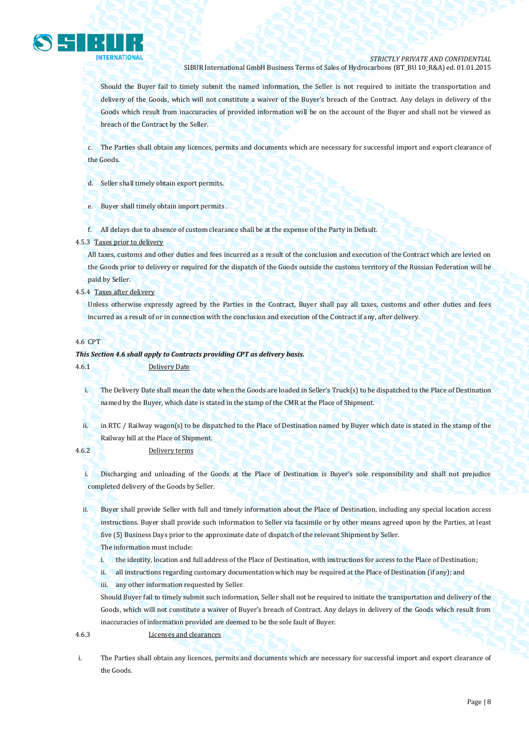Should the Buyer fail to timely submit the named information, the Seller is not required to initiate the transportation and delivery of the Goods, which will not constitute a waiver of the Buyer's breach of the Contract. Any delays in delivery of the Goods which result from inaccuracies of provided information will be on the account of the Buyer and shall not be viewed as breach of the Contract by the Seller.

c. The Parties shall obtain any licences, permits and documents which are necessary for successful import and export clearance of the Goods.

d. Seller shall timely obtain export permits.

e. Buyer shall timely obtain import permits .

f. All delays due to absence of custom clearance shall be at the expense of the Party in Default.

4.5.3 Taxes prior to delivery

All taxes, customs and other duties and fees incurred as a result of the conclusion and execution of the Contract which are levied on the Goods prior to delivery or required for the dispatch of the Goods outside the customs territory of the Russian Federation will be paid by Seller.

4.5.4 Taxes after delivery

Unless otherwise expressly agreed by the Parties in the Contract, Buyer shall pay all taxes, customs and other duties and fees incurred as a result of or in connection with the conclusion and execution of the Contract if any, after delivery.

4.6 CPT

***This Section 4.6 shall apply to Contracts providing CPT as delivery basis.***

4.6.1 Delivery Date

i. The Delivery Date shall mean the date when the Goods are loaded in Seller's Truck(s) to be dispatched to the Place of Destination named by the Buyer, which date is stated in the stamp of the CMR at the Place of Shipment.

ii. in RTC / Railway wagon(s) to be dispatched to the Place of Destination named by Buyer which date is stated in the stamp of the Railway bill at the Place of Shipment.

4.6.2 Delivery terms

i. Discharging and unloading of the Goods at the Place of Destination is Buyer's sole responsibility and shall not prejudice completed delivery of the Goods by Seller.

ii. Buyer shall provide Seller with full and timely information about the Place of Destination, including any special location access instructions. Buyer shall provide such information to Seller via facsimile or by other means agreed upon by the Parties, at least five (5) Business Days prior to the approximate date of dispatch of the relevant Shipment by Seller.

The information must include:

i. the identity, location and full address of the Place of Destination, with instructions for access to the Place of Destination;

ii. all instructions regarding customary documentation which may be required at the Place of Destination (if any); and

iii. any other information requested by Seller.

Should Buyer fail to timely submit such information, Seller shall not be required to initiate the transportation and delivery of the Goods, which will not constitute a waiver of Buyer's breach of Contract. Any delays in delivery of the Goods which result from inaccuracies of information provided are deemed to be the sole fault of Buyer.

4.6.3 Licenses and clearances

i. The Parties shall obtain any licences, permits and documents which are necessary for successful import and export clearance of the Goods.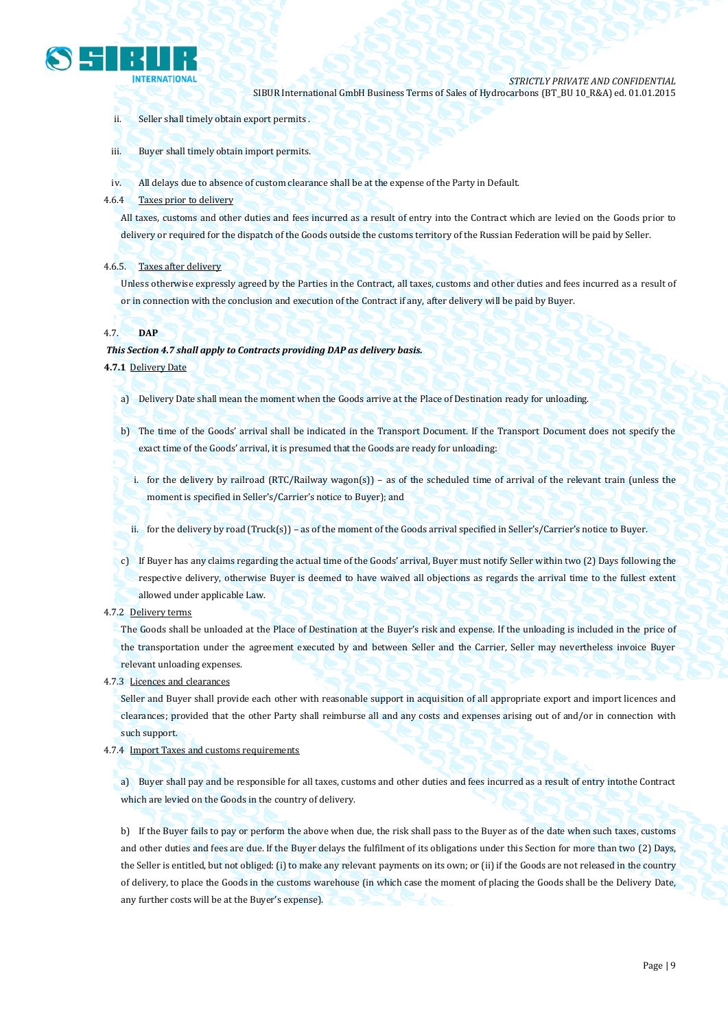ii. Seller shall timely obtain export permits .

iii. Buyer shall timely obtain import permits.

iv. All delays due to absence of custom clearance shall be at the expense of the Party in Default.

4.6.4 Taxes prior to delivery

All taxes, customs and other duties and fees incurred as a result of entry into the Contract which are levied on the Goods prior to delivery or required for the dispatch of the Goods outside the customs territory of the Russian Federation will be paid by Seller.

4.6.5. Taxes after delivery

Unless otherwise expressly agreed by the Parties in the Contract, all taxes, customs and other duties and fees incurred as a result of or in connection with the conclusion and execution of the Contract if any, after delivery will be paid by Buyer.

4.7. **DAP**

***This Section 4.7 shall apply to Contracts providing DAP as delivery basis.***

**4.7.1** Delivery Date

a) Delivery Date shall mean the moment when the Goods arrive at the Place of Destination ready for unloading.

b) The time of the Goods' arrival shall be indicated in the Transport Document. If the Transport Document does not specify the exact time of the Goods' arrival, it is presumed that the Goods are ready for unloading:

i. for the delivery by railroad (RTC/Railway wagon(s)) – as of the scheduled time of arrival of the relevant train (unless the moment is specified in Seller's/Carrier's notice to Buyer); and

ii. for the delivery by road (Truck(s)) – as of the moment of the Goods arrival specified in Seller's/Carrier's notice to Buyer.

c) If Buyer has any claims regarding the actual time of the Goods' arrival, Buyer must notify Seller within two (2) Days following the respective delivery, otherwise Buyer is deemed to have waived all objections as regards the arrival time to the fullest extent allowed under applicable Law.

4.7.2 Delivery terms

The Goods shall be unloaded at the Place of Destination at the Buyer's risk and expense. If the unloading is included in the price of the transportation under the agreement executed by and between Seller and the Carrier, Seller may nevertheless invoice Buyer relevant unloading expenses.

4.7.3 Licences and clearances

Seller and Buyer shall provide each other with reasonable support in acquisition of all appropriate export and import licences and clearances; provided that the other Party shall reimburse all and any costs and expenses arising out of and/or in connection with such support.

4.7.4 Import Taxes and customs requirements

a) Buyer shall pay and be responsible for all taxes, customs and other duties and fees incurred as a result of entry intothe Contract which are levied on the Goods in the country of delivery.

b) If the Buyer fails to pay or perform the above when due, the risk shall pass to the Buyer as of the date when such taxes, customs and other duties and fees are due. If the Buyer delays the fulfilment of its obligations under this Section for more than two (2) Days, the Seller is entitled, but not obliged: (i) to make any relevant payments on its own; or (ii) if the Goods are not released in the country of delivery, to place the Goods in the customs warehouse (in which case the moment of placing the Goods shall be the Delivery Date, any further costs will be at the Buyer's expense).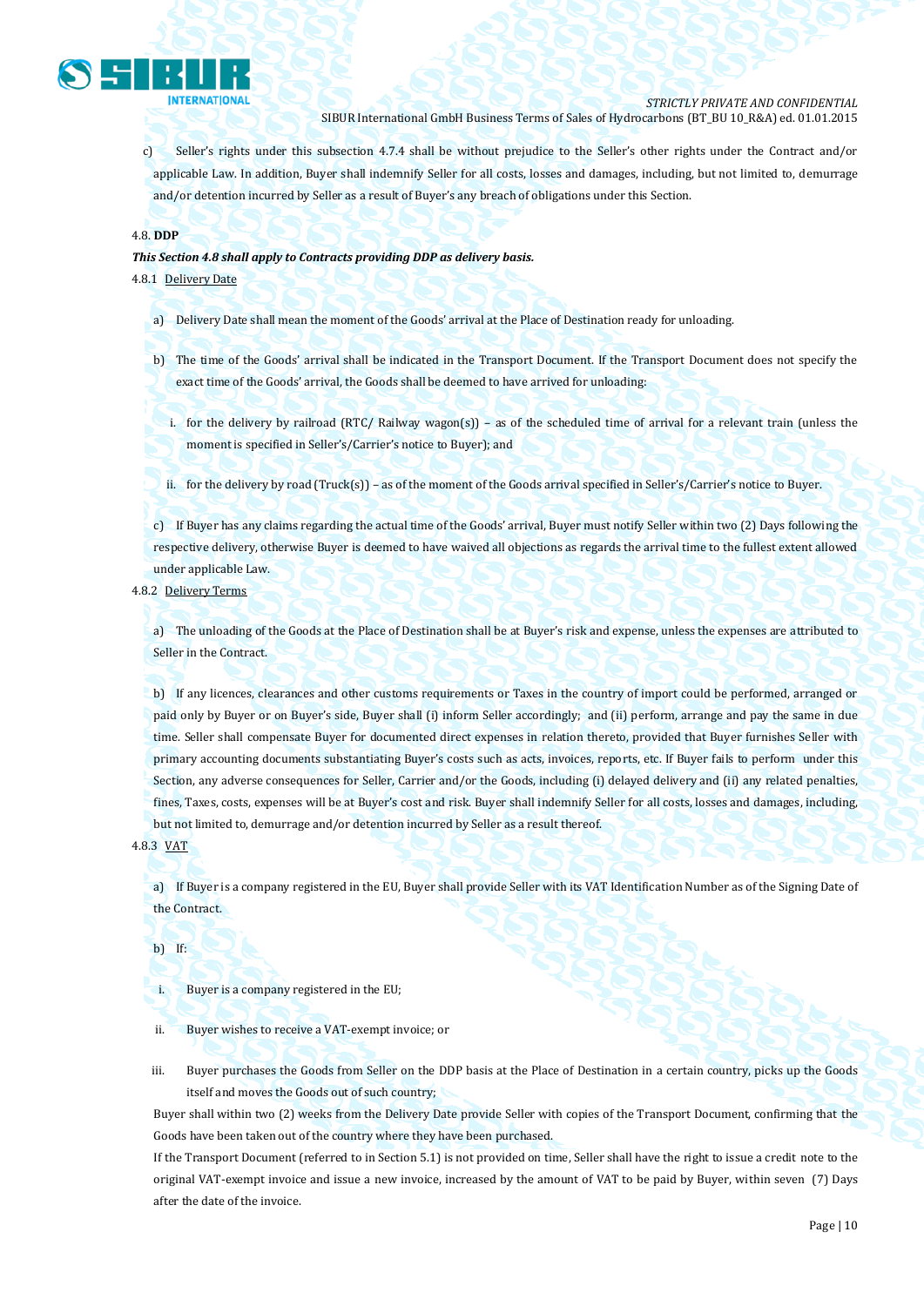c) Seller's rights under this subsection 4.7.4 shall be without prejudice to the Seller's other rights under the Contract and/or applicable Law. In addition, Buyer shall indemnify Seller for all costs, losses and damages, including, but not limited to, demurrage and/or detention incurred by Seller as a result of Buyer's any breach of obligations under this Section.

4.8. **DDP**

***This Section 4.8 shall apply to Contracts providing DDP as delivery basis.***

4.8.1 Delivery Date

a) Delivery Date shall mean the moment of the Goods' arrival at the Place of Destination ready for unloading.

b) The time of the Goods' arrival shall be indicated in the Transport Document. If the Transport Document does not specify the exact time of the Goods' arrival, the Goods shall be deemed to have arrived for unloading:

i. for the delivery by railroad (RTC/ Railway wagon(s)) – as of the scheduled time of arrival for a relevant train (unless the moment is specified in Seller's/Carrier's notice to Buyer); and

ii. for the delivery by road (Truck(s)) – as of the moment of the Goods arrival specified in Seller's/Carrier's notice to Buyer.

c) If Buyer has any claims regarding the actual time of the Goods' arrival, Buyer must notify Seller within two (2) Days following the respective delivery, otherwise Buyer is deemed to have waived all objections as regards the arrival time to the fullest extent allowed under applicable Law.

4.8.2 Delivery Terms

a) The unloading of the Goods at the Place of Destination shall be at Buyer's risk and expense, unless the expenses are attributed to Seller in the Contract.

b) If any licences, clearances and other customs requirements or Taxes in the country of import could be performed, arranged or paid only by Buyer or on Buyer's side, Buyer shall (i) inform Seller accordingly; and (ii) perform, arrange and pay the same in due time. Seller shall compensate Buyer for documented direct expenses in relation thereto, provided that Buyer furnishes Seller with primary accounting documents substantiating Buyer's costs such as acts, invoices, reports, etc. If Buyer fails to perform under this Section, any adverse consequences for Seller, Carrier and/or the Goods, including (i) delayed delivery and (ii) any related penalties, fines, Taxes, costs, expenses will be at Buyer's cost and risk. Buyer shall indemnify Seller for all costs, losses and damages, including, but not limited to, demurrage and/or detention incurred by Seller as a result thereof.

4.8.3 VAT

a) If Buyer is a company registered in the EU, Buyer shall provide Seller with its VAT Identification Number as of the Signing Date of the Contract.

b) If:

i. Buyer is a company registered in the EU;

ii. Buyer wishes to receive a VAT-exempt invoice; or

iii. Buyer purchases the Goods from Seller on the DDP basis at the Place of Destination in a certain country, picks up the Goods itself and moves the Goods out of such country;

Buyer shall within two (2) weeks from the Delivery Date provide Seller with copies of the Transport Document, confirming that the Goods have been taken out of the country where they have been purchased.

If the Transport Document (referred to in Section 5.1) is not provided on time, Seller shall have the right to issue a credit note to the original VAT-exempt invoice and issue a new invoice, increased by the amount of VAT to be paid by Buyer, within seven (7) Days after the date of the invoice.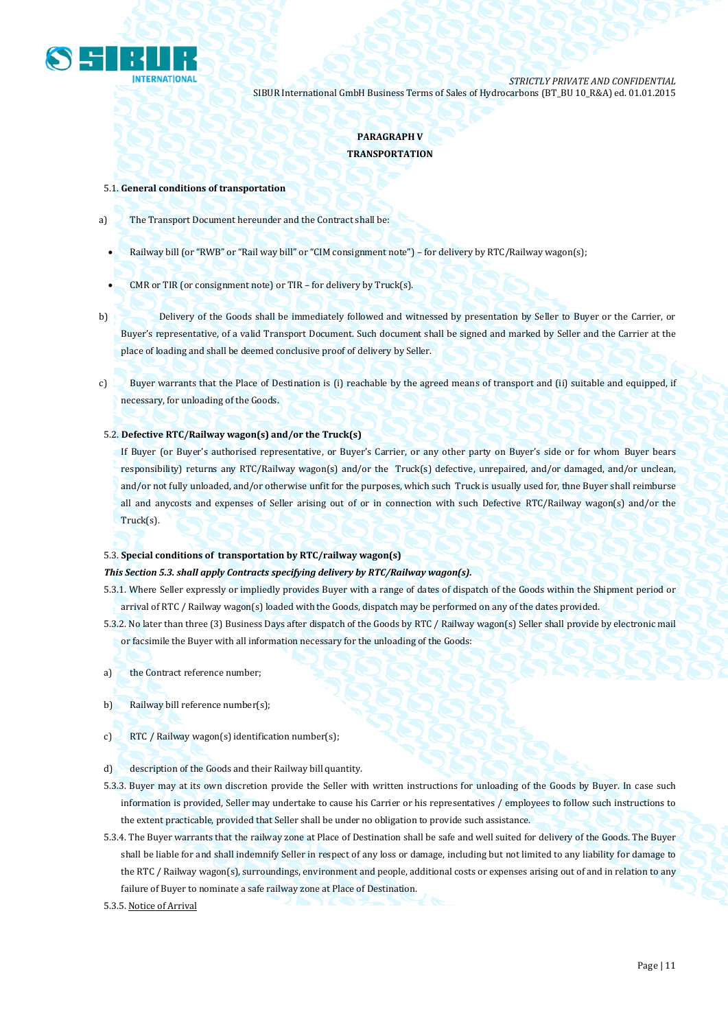**PARAGRAPH V**

**TRANSPORTATION**

5.1. **General conditions of transportation**

a) The Transport Document hereunder and the Contract shall be:

- Railway bill (or "RWB" or "Rail way bill" or "CIM consignment note") – for delivery by RTC/Railway wagon(s);
- CMR or TIR (or consignment note) or TIR – for delivery by Truck(s).

b) Delivery of the Goods shall be immediately followed and witnessed by presentation by Seller to Buyer or the Carrier, or Buyer's representative, of a valid Transport Document. Such document shall be signed and marked by Seller and the Carrier at the place of loading and shall be deemed conclusive proof of delivery by Seller.

c) Buyer warrants that the Place of Destination is (i) reachable by the agreed means of transport and (ii) suitable and equipped, if necessary, for unloading of the Goods.

5.2. **Defective RTC/Railway wagon(s) and/or the Truck(s)**

If Buyer (or Buyer's authorised representative, or Buyer's Carrier, or any other party on Buyer's side or for whom Buyer bears responsibility) returns any RTC/Railway wagon(s) and/or the Truck(s) defective, unrepaired, and/or damaged, and/or unclean, and/or not fully unloaded, and/or otherwise unfit for the purposes, which such Truck is usually used for, thne Buyer shall reimburse all and anycosts and expenses of Seller arising out of or in connection with such Defective RTC/Railway wagon(s) and/or the Truck(s).

5.3. **Special conditions of transportation by RTC/railway wagon(s)**

***This Section 5.3. shall apply Contracts specifying delivery by RTC/Railway wagon(s).***

5.3.1. Where Seller expressly or impliedly provides Buyer with a range of dates of dispatch of the Goods within the Shipment period or arrival of RTC / Railway wagon(s) loaded with the Goods, dispatch may be performed on any of the dates provided.

5.3.2. No later than three (3) Business Days after dispatch of the Goods by RTC / Railway wagon(s) Seller shall provide by electronic mail or facsimile the Buyer with all information necessary for the unloading of the Goods:

a) the Contract reference number;

b) Railway bill reference number(s);

c) RTC / Railway wagon(s) identification number(s);

d) description of the Goods and their Railway bill quantity.

5.3.3. Buyer may at its own discretion provide the Seller with written instructions for unloading of the Goods by Buyer. In case such information is provided, Seller may undertake to cause his Carrier or his representatives / employees to follow such instructions to the extent practicable, provided that Seller shall be under no obligation to provide such assistance.

5.3.4. The Buyer warrants that the railway zone at Place of Destination shall be safe and well suited for delivery of the Goods. The Buyer shall be liable for and shall indemnify Seller in respect of any loss or damage, including but not limited to any liability for damage to the RTC / Railway wagon(s), surroundings, environment and people, additional costs or expenses arising out of and in relation to any failure of Buyer to nominate a safe railway zone at Place of Destination.

5.3.5. Notice of Arrival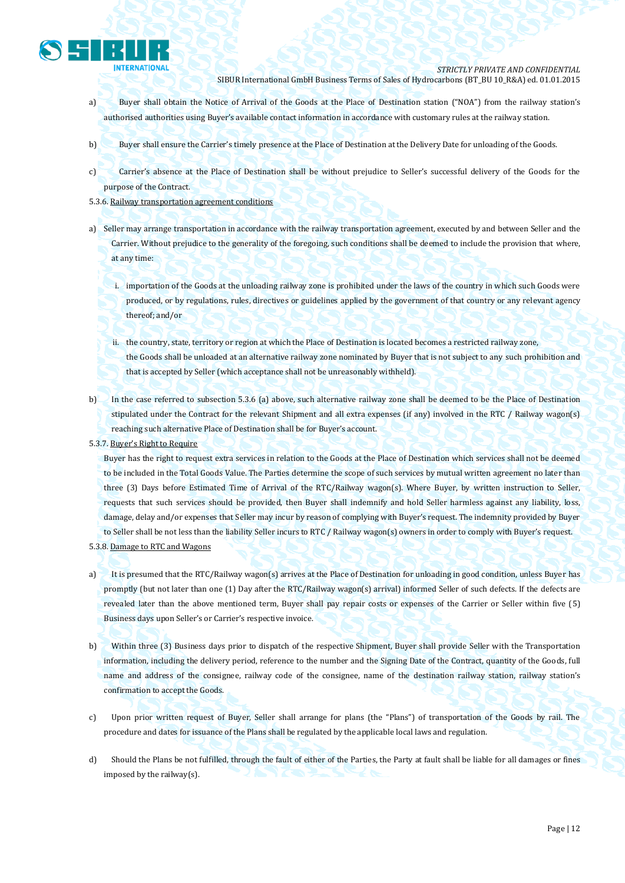a) Buyer shall obtain the Notice of Arrival of the Goods at the Place of Destination station ("NOA") from the railway station's authorised authorities using Buyer's available contact information in accordance with customary rules at the railway station.

b) Buyer shall ensure the Carrier's timely presence at the Place of Destination at the Delivery Date for unloading of the Goods.

c) Carrier's absence at the Place of Destination shall be without prejudice to Seller's successful delivery of the Goods for the purpose of the Contract.

5.3.6. Railway transportation agreement conditions

a) Seller may arrange transportation in accordance with the railway transportation agreement, executed by and between Seller and the Carrier. Without prejudice to the generality of the foregoing, such conditions shall be deemed to include the provision that where, at any time:

   i. importation of the Goods at the unloading railway zone is prohibited under the laws of the country in which such Goods were produced, or by regulations, rules, directives or guidelines applied by the government of that country or any relevant agency thereof; and/or

   ii. the country, state, territory or region at which the Place of Destination is located becomes a restricted railway zone,

   the Goods shall be unloaded at an alternative railway zone nominated by Buyer that is not subject to any such prohibition and that is accepted by Seller (which acceptance shall not be unreasonably withheld).

b) In the case referred to subsection 5.3.6 (a) above, such alternative railway zone shall be deemed to be the Place of Destination stipulated under the Contract for the relevant Shipment and all extra expenses (if any) involved in the RTC / Railway wagon(s) reaching such alternative Place of Destination shall be for Buyer's account.

5.3.7. Buyer's Right to Require

Buyer has the right to request extra services in relation to the Goods at the Place of Destination which services shall not be deemed to be included in the Total Goods Value. The Parties determine the scope of such services by mutual written agreement no later than three (3) Days before Estimated Time of Arrival of the RTC/Railway wagon(s). Where Buyer, by written instruction to Seller, requests that such services should be provided, then Buyer shall indemnify and hold Seller harmless against any liability, loss, damage, delay and/or expenses that Seller may incur by reason of complying with Buyer's request. The indemnity provided by Buyer to Seller shall be not less than the liability Seller incurs to RTC / Railway wagon(s) owners in order to comply with Buyer's request.

5.3.8. Damage to RTC and Wagons

a) It is presumed that the RTC/Railway wagon(s) arrives at the Place of Destination for unloading in good condition, unless Buyer has promptly (but not later than one (1) Day after the RTC/Railway wagon(s) arrival) informed Seller of such defects. If the defects are revealed later than the above mentioned term, Buyer shall pay repair costs or expenses of the Carrier or Seller within five (5) Business days upon Seller's or Carrier's respective invoice.

b) Within three (3) Business days prior to dispatch of the respective Shipment, Buyer shall provide Seller with the Transportation information, including the delivery period, reference to the number and the Signing Date of the Contract, quantity of the Goods, full name and address of the consignee, railway code of the consignee, name of the destination railway station, railway station's confirmation to accept the Goods.

c) Upon prior written request of Buyer, Seller shall arrange for plans (the "Plans") of transportation of the Goods by rail. The procedure and dates for issuance of the Plans shall be regulated by the applicable local laws and regulation.

d) Should the Plans be not fulfilled, through the fault of either of the Parties, the Party at fault shall be liable for all damages or fines imposed by the railway(s).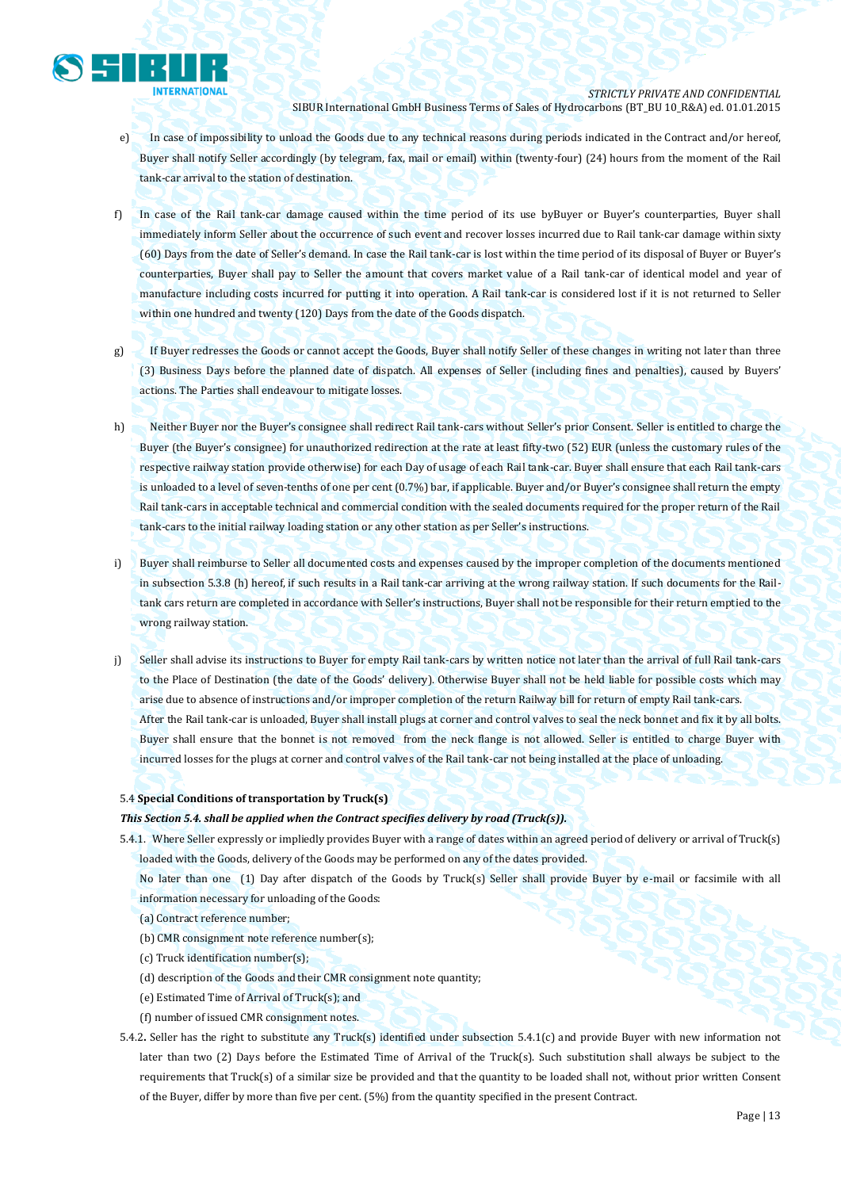e) In case of impossibility to unload the Goods due to any technical reasons during periods indicated in the Contract and/or hereof, Buyer shall notify Seller accordingly (by telegram, fax, mail or email) within (twenty-four) (24) hours from the moment of the Rail tank-car arrival to the station of destination.

f) In case of the Rail tank-car damage caused within the time period of its use byBuyer or Buyer's counterparties, Buyer shall immediately inform Seller about the occurrence of such event and recover losses incurred due to Rail tank-car damage within sixty (60) Days from the date of Seller's demand. In case the Rail tank-car is lost within the time period of its disposal of Buyer or Buyer's counterparties, Buyer shall pay to Seller the amount that covers market value of a Rail tank-car of identical model and year of manufacture including costs incurred for putting it into operation. A Rail tank-car is considered lost if it is not returned to Seller within one hundred and twenty (120) Days from the date of the Goods dispatch.

g) If Buyer redresses the Goods or cannot accept the Goods, Buyer shall notify Seller of these changes in writing not later than three (3) Business Days before the planned date of dispatch. All expenses of Seller (including fines and penalties), caused by Buyers' actions. The Parties shall endeavour to mitigate losses.

h) Neither Buyer nor the Buyer's consignee shall redirect Rail tank-cars without Seller's prior Consent. Seller is entitled to charge the Buyer (the Buyer's consignee) for unauthorized redirection at the rate at least fifty-two (52) EUR (unless the customary rules of the respective railway station provide otherwise) for each Day of usage of each Rail tank-car. Buyer shall ensure that each Rail tank-cars is unloaded to a level of seven-tenths of one per cent (0.7%) bar, if applicable. Buyer and/or Buyer's consignee shall return the empty Rail tank-cars in acceptable technical and commercial condition with the sealed documents required for the proper return of the Rail tank-cars to the initial railway loading station or any other station as per Seller's instructions.

i) Buyer shall reimburse to Seller all documented costs and expenses caused by the improper completion of the documents mentioned in subsection 5.3.8 (h) hereof, if such results in a Rail tank-car arriving at the wrong railway station. If such documents for the Rail-tank cars return are completed in accordance with Seller's instructions, Buyer shall not be responsible for their return emptied to the wrong railway station.

j) Seller shall advise its instructions to Buyer for empty Rail tank-cars by written notice not later than the arrival of full Rail tank-cars to the Place of Destination (the date of the Goods' delivery). Otherwise Buyer shall not be held liable for possible costs which may arise due to absence of instructions and/or improper completion of the return Railway bill for return of empty Rail tank-cars.
After the Rail tank-car is unloaded, Buyer shall install plugs at corner and control valves to seal the neck bonnet and fix it by all bolts. Buyer shall ensure that the bonnet is not removed from the neck flange is not allowed. Seller is entitled to charge Buyer with incurred losses for the plugs at corner and control valves of the Rail tank-car not being installed at the place of unloading.

5.4 **Special Conditions of transportation by Truck(s)**

***This Section 5.4. shall be applied when the Contract specifies delivery by road (Truck(s)).***

5.4.1. Where Seller expressly or impliedly provides Buyer with a range of dates within an agreed period of delivery or arrival of Truck(s) loaded with the Goods, delivery of the Goods may be performed on any of the dates provided.
No later than one (1) Day after dispatch of the Goods by Truck(s) Seller shall provide Buyer by e-mail or facsimile with all information necessary for unloading of the Goods:
(a) Contract reference number;
(b) CMR consignment note reference number(s);
(c) Truck identification number(s);
(d) description of the Goods and their CMR consignment note quantity;
(e) Estimated Time of Arrival of Truck(s); and
(f) number of issued CMR consignment notes.

5.4.2. Seller has the right to substitute any Truck(s) identified under subsection 5.4.1(c) and provide Buyer with new information not later than two (2) Days before the Estimated Time of Arrival of the Truck(s). Such substitution shall always be subject to the requirements that Truck(s) of a similar size be provided and that the quantity to be loaded shall not, without prior written Consent of the Buyer, differ by more than five per cent. (5%) from the quantity specified in the present Contract.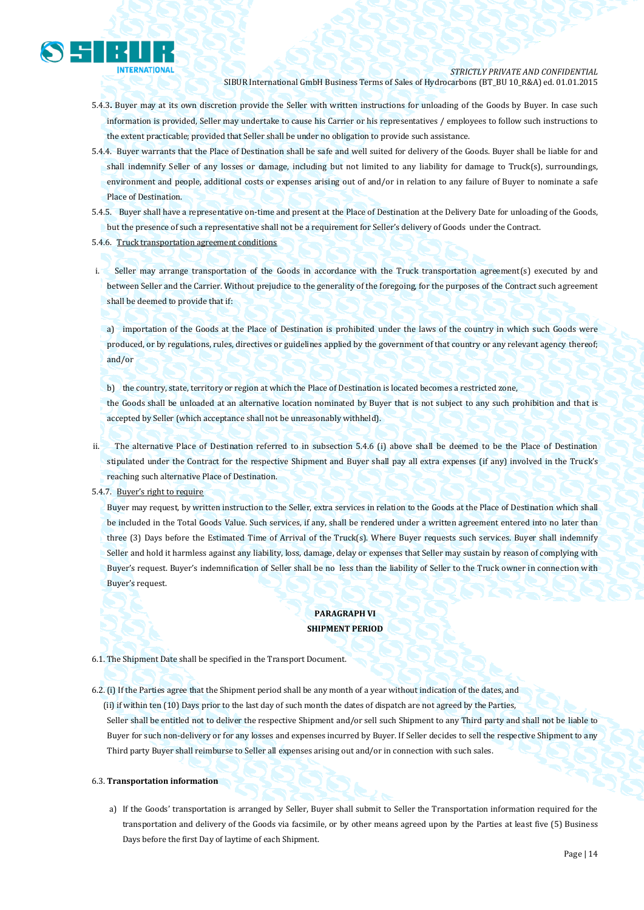5.4.3. Buyer may at its own discretion provide the Seller with written instructions for unloading of the Goods by Buyer. In case such information is provided, Seller may undertake to cause his Carrier or his representatives / employees to follow such instructions to the extent practicable; provided that Seller shall be under no obligation to provide such assistance.

5.4.4. Buyer warrants that the Place of Destination shall be safe and well suited for delivery of the Goods. Buyer shall be liable for and shall indemnify Seller of any losses or damage, including but not limited to any liability for damage to Truck(s), surroundings, environment and people, additional costs or expenses arising out of and/or in relation to any failure of Buyer to nominate a safe Place of Destination.

5.4.5. Buyer shall have a representative on-time and present at the Place of Destination at the Delivery Date for unloading of the Goods, but the presence of such a representative shall not be a requirement for Seller's delivery of Goods under the Contract.

5.4.6. Truck transportation agreement conditions

i. Seller may arrange transportation of the Goods in accordance with the Truck transportation agreement(s) executed by and between Seller and the Carrier. Without prejudice to the generality of the foregoing, for the purposes of the Contract such agreement shall be deemed to provide that if:

a) importation of the Goods at the Place of Destination is prohibited under the laws of the country in which such Goods were produced, or by regulations, rules, directives or guidelines applied by the government of that country or any relevant agency thereof; and/or

b) the country, state, territory or region at which the Place of Destination is located becomes a restricted zone,

the Goods shall be unloaded at an alternative location nominated by Buyer that is not subject to any such prohibition and that is accepted by Seller (which acceptance shall not be unreasonably withheld).

ii. The alternative Place of Destination referred to in subsection 5.4.6 (i) above shall be deemed to be the Place of Destination stipulated under the Contract for the respective Shipment and Buyer shall pay all extra expenses (if any) involved in the Truck's reaching such alternative Place of Destination.

5.4.7. Buyer's right to require

Buyer may request, by written instruction to the Seller, extra services in relation to the Goods at the Place of Destination which shall be included in the Total Goods Value. Such services, if any, shall be rendered under a written agreement entered into no later than three (3) Days before the Estimated Time of Arrival of the Truck(s). Where Buyer requests such services. Buyer shall indemnify Seller and hold it harmless against any liability, loss, damage, delay or expenses that Seller may sustain by reason of complying with Buyer's request. Buyer's indemnification of Seller shall be no less than the liability of Seller to the Truck owner in connection with Buyer's request.

## PARAGRAPH VI
## SHIPMENT PERIOD

6.1. The Shipment Date shall be specified in the Transport Document.

6.2. (i) If the Parties agree that the Shipment period shall be any month of a year without indication of the dates, and
(ii) if within ten (10) Days prior to the last day of such month the dates of dispatch are not agreed by the Parties,
Seller shall be entitled not to deliver the respective Shipment and/or sell such Shipment to any Third party and shall not be liable to Buyer for such non-delivery or for any losses and expenses incurred by Buyer. If Seller decides to sell the respective Shipment to any Third party Buyer shall reimburse to Seller all expenses arising out and/or in connection with such sales.

6.3. **Transportation information**

a) If the Goods' transportation is arranged by Seller, Buyer shall submit to Seller the Transportation information required for the transportation and delivery of the Goods via facsimile, or by other means agreed upon by the Parties at least five (5) Business Days before the first Day of laytime of each Shipment.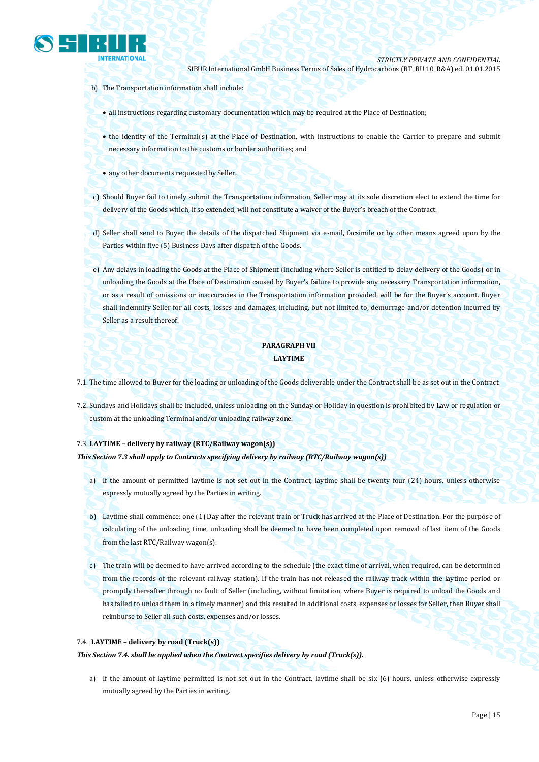b) The Transportation information shall include:

- all instructions regarding customary documentation which may be required at the Place of Destination;
- the identity of the Terminal(s) at the Place of Destination, with instructions to enable the Carrier to prepare and submit necessary information to the customs or border authorities; and
- any other documents requested by Seller.

c) Should Buyer fail to timely submit the Transportation information, Seller may at its sole discretion elect to extend the time for delivery of the Goods which, if so extended, will not constitute a waiver of the Buyer's breach of the Contract.

d) Seller shall send to Buyer the details of the dispatched Shipment via e-mail, facsimile or by other means agreed upon by the Parties within five (5) Business Days after dispatch of the Goods.

e) Any delays in loading the Goods at the Place of Shipment (including where Seller is entitled to delay delivery of the Goods) or in unloading the Goods at the Place of Destination caused by Buyer's failure to provide any necessary Transportation information, or as a result of omissions or inaccuracies in the Transportation information provided, will be for the Buyer's account. Buyer shall indemnify Seller for all costs, losses and damages, including, but not limited to, demurrage and/or detention incurred by Seller as a result thereof.

## PARAGRAPH VII
## LAYTIME

7.1. The time allowed to Buyer for the loading or unloading of the Goods deliverable under the Contract shall be as set out in the Contract.

7.2. Sundays and Holidays shall be included, unless unloading on the Sunday or Holiday in question is prohibited by Law or regulation or custom at the unloading Terminal and/or unloading railway zone.

### 7.3. LAYTIME – delivery by railway (RTC/Railway wagon(s))

***This Section 7.3 shall apply to Contracts specifying delivery by railway (RTC/Railway wagon(s))***

a) If the amount of permitted laytime is not set out in the Contract, laytime shall be twenty four (24) hours, unless otherwise expressly mutually agreed by the Parties in writing.

b) Laytime shall commence: one (1) Day after the relevant train or Truck has arrived at the Place of Destination. For the purpose of calculating of the unloading time, unloading shall be deemed to have been completed upon removal of last item of the Goods from the last RTC/Railway wagon(s).

c) The train will be deemed to have arrived according to the schedule (the exact time of arrival, when required, can be determined from the records of the relevant railway station). If the train has not released the railway track within the laytime period or promptly thereafter through no fault of Seller (including, without limitation, where Buyer is required to unload the Goods and has failed to unload them in a timely manner) and this resulted in additional costs, expenses or losses for Seller, then Buyer shall reimburse to Seller all such costs, expenses and/or losses.

### 7.4. LAYTIME – delivery by road (Truck(s))

***This Section 7.4. shall be applied when the Contract specifies delivery by road (Truck(s)).***

a) If the amount of laytime permitted is not set out in the Contract, laytime shall be six (6) hours, unless otherwise expressly mutually agreed by the Parties in writing.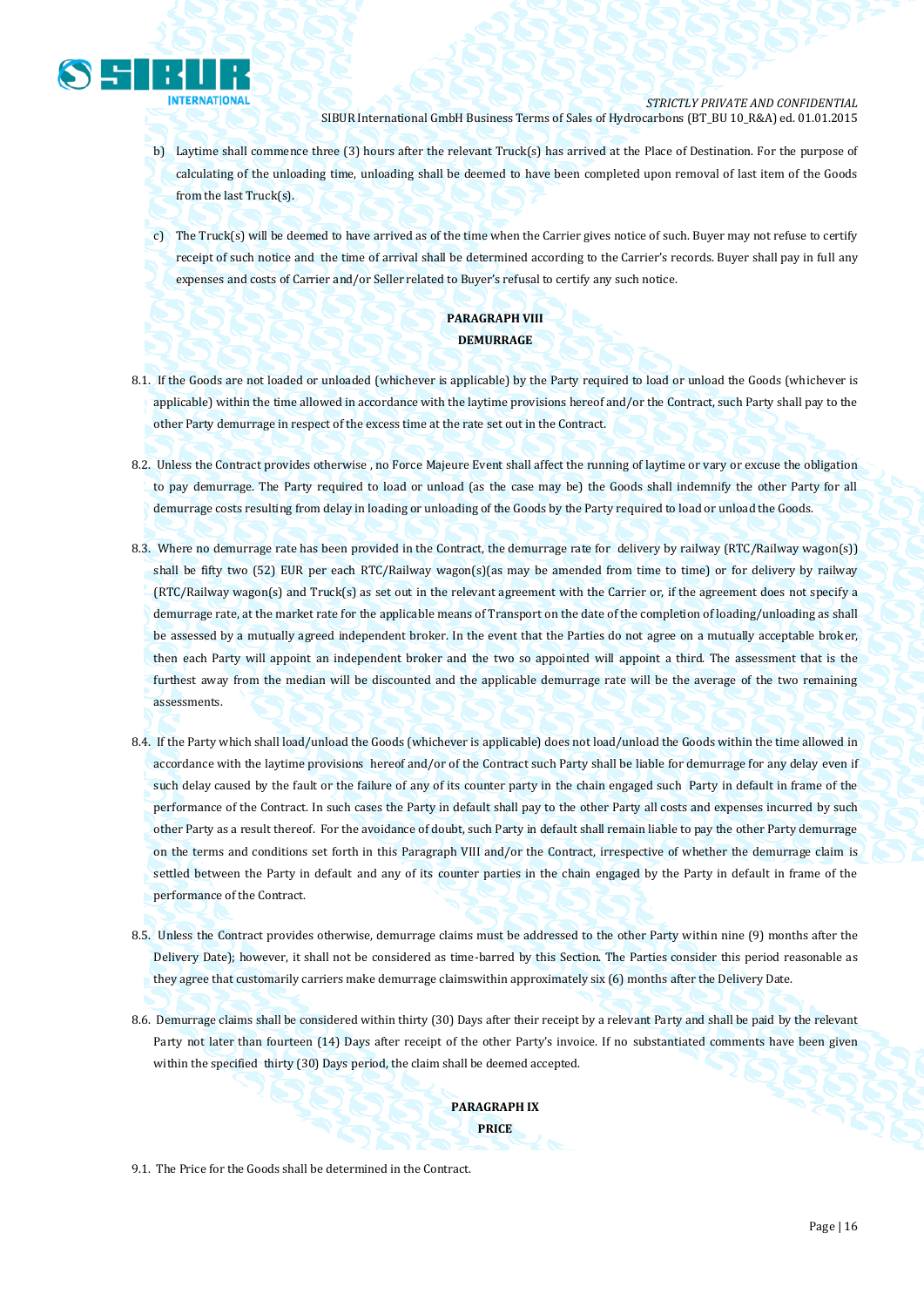b) Laytime shall commence three (3) hours after the relevant Truck(s) has arrived at the Place of Destination. For the purpose of calculating of the unloading time, unloading shall be deemed to have been completed upon removal of last item of the Goods from the last Truck(s).

c) The Truck(s) will be deemed to have arrived as of the time when the Carrier gives notice of such. Buyer may not refuse to certify receipt of such notice and the time of arrival shall be determined according to the Carrier's records. Buyer shall pay in full any expenses and costs of Carrier and/or Seller related to Buyer's refusal to certify any such notice.

**PARAGRAPH VIII**

**DEMURRAGE**

8.1. If the Goods are not loaded or unloaded (whichever is applicable) by the Party required to load or unload the Goods (whichever is applicable) within the time allowed in accordance with the laytime provisions hereof and/or the Contract, such Party shall pay to the other Party demurrage in respect of the excess time at the rate set out in the Contract.

8.2. Unless the Contract provides otherwise , no Force Majeure Event shall affect the running of laytime or vary or excuse the obligation to pay demurrage. The Party required to load or unload (as the case may be) the Goods shall indemnify the other Party for all demurrage costs resulting from delay in loading or unloading of the Goods by the Party required to load or unload the Goods.

8.3. Where no demurrage rate has been provided in the Contract, the demurrage rate for delivery by railway (RTC/Railway wagon(s)) shall be fifty two (52) EUR per each RTC/Railway wagon(s)(as may be amended from time to time) or for delivery by railway (RTC/Railway wagon(s) and Truck(s) as set out in the relevant agreement with the Carrier or, if the agreement does not specify a demurrage rate, at the market rate for the applicable means of Transport on the date of the completion of loading/unloading as shall be assessed by a mutually agreed independent broker. In the event that the Parties do not agree on a mutually acceptable broker, then each Party will appoint an independent broker and the two so appointed will appoint a third. The assessment that is the furthest away from the median will be discounted and the applicable demurrage rate will be the average of the two remaining assessments.

8.4. If the Party which shall load/unload the Goods (whichever is applicable) does not load/unload the Goods within the time allowed in accordance with the laytime provisions hereof and/or of the Contract such Party shall be liable for demurrage for any delay even if such delay caused by the fault or the failure of any of its counter party in the chain engaged such Party in default in frame of the performance of the Contract. In such cases the Party in default shall pay to the other Party all costs and expenses incurred by such other Party as a result thereof. For the avoidance of doubt, such Party in default shall remain liable to pay the other Party demurrage on the terms and conditions set forth in this Paragraph VIII and/or the Contract, irrespective of whether the demurrage claim is settled between the Party in default and any of its counter parties in the chain engaged by the Party in default in frame of the performance of the Contract.

8.5. Unless the Contract provides otherwise, demurrage claims must be addressed to the other Party within nine (9) months after the Delivery Date); however, it shall not be considered as time-barred by this Section. The Parties consider this period reasonable as they agree that customarily carriers make demurrage claimswithin approximately six (6) months after the Delivery Date.

8.6. Demurrage claims shall be considered within thirty (30) Days after their receipt by a relevant Party and shall be paid by the relevant Party not later than fourteen (14) Days after receipt of the other Party's invoice. If no substantiated comments have been given within the specified thirty (30) Days period, the claim shall be deemed accepted.

**PARAGRAPH IX**

**PRICE**

9.1. The Price for the Goods shall be determined in the Contract.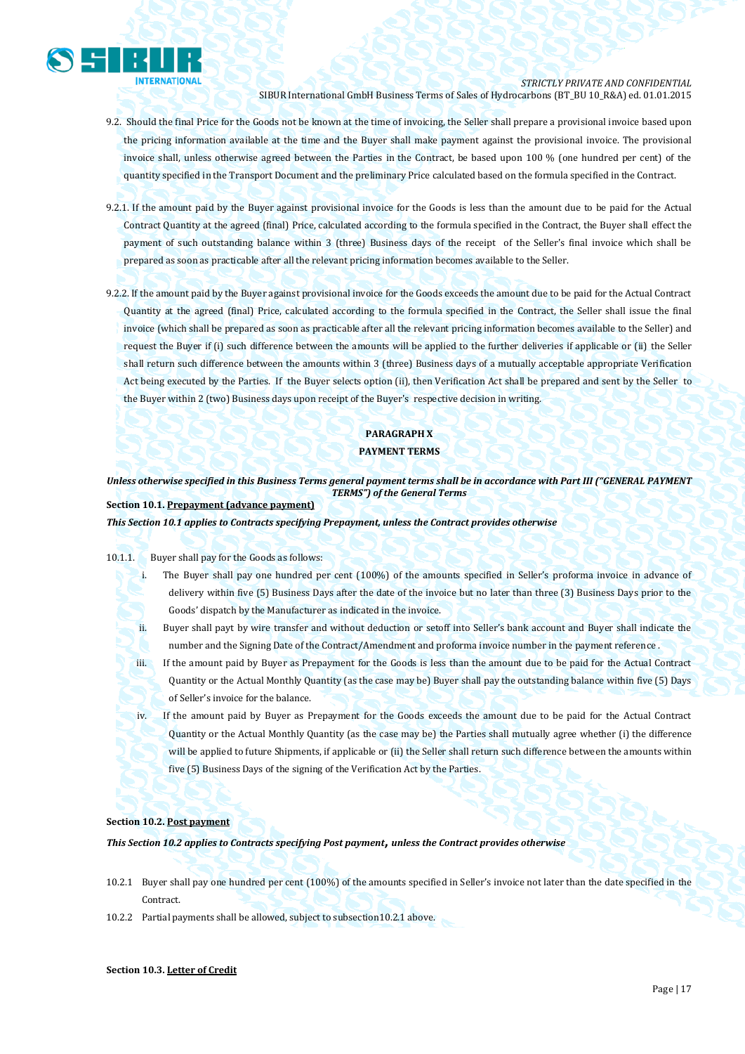9.2. Should the final Price for the Goods not be known at the time of invoicing, the Seller shall prepare a provisional invoice based upon the pricing information available at the time and the Buyer shall make payment against the provisional invoice. The provisional invoice shall, unless otherwise agreed between the Parties in the Contract, be based upon 100 % (one hundred per cent) of the quantity specified in the Transport Document and the preliminary Price calculated based on the formula specified in the Contract.

9.2.1. If the amount paid by the Buyer against provisional invoice for the Goods is less than the amount due to be paid for the Actual Contract Quantity at the agreed (final) Price, calculated according to the formula specified in the Contract, the Buyer shall effect the payment of such outstanding balance within 3 (three) Business days of the receipt of the Seller's final invoice which shall be prepared as soon as practicable after all the relevant pricing information becomes available to the Seller.

9.2.2. If the amount paid by the Buyer against provisional invoice for the Goods exceeds the amount due to be paid for the Actual Contract Quantity at the agreed (final) Price, calculated according to the formula specified in the Contract, the Seller shall issue the final invoice (which shall be prepared as soon as practicable after all the relevant pricing information becomes available to the Seller) and request the Buyer if (i) such difference between the amounts will be applied to the further deliveries if applicable or (ii) the Seller shall return such difference between the amounts within 3 (three) Business days of a mutually acceptable appropriate Verification Act being executed by the Parties. If the Buyer selects option (ii), then Verification Act shall be prepared and sent by the Seller to the Buyer within 2 (two) Business days upon receipt of the Buyer's respective decision in writing.

## PARAGRAPH X
## PAYMENT TERMS

***Unless otherwise specified in this Business Terms general payment terms shall be in accordance with Part III ("GENERAL PAYMENT TERMS") of the General Terms***

**Section 10.1. <u>Prepayment (advance payment)</u>**

***This Section 10.1 applies to Contracts specifying Prepayment, unless the Contract provides otherwise***

10.1.1. Buyer shall pay for the Goods as follows:

i. The Buyer shall pay one hundred per cent (100%) of the amounts specified in Seller's proforma invoice in advance of delivery within five (5) Business Days after the date of the invoice but no later than three (3) Business Days prior to the Goods' dispatch by the Manufacturer as indicated in the invoice.

ii. Buyer shall payt by wire transfer and without deduction or setoff into Seller's bank account and Buyer shall indicate the number and the Signing Date of the Contract/Amendment and proforma invoice number in the payment reference .

iii. If the amount paid by Buyer as Prepayment for the Goods is less than the amount due to be paid for the Actual Contract Quantity or the Actual Monthly Quantity (as the case may be) Buyer shall pay the outstanding balance within five (5) Days of Seller's invoice for the balance.

iv. If the amount paid by Buyer as Prepayment for the Goods exceeds the amount due to be paid for the Actual Contract Quantity or the Actual Monthly Quantity (as the case may be) the Parties shall mutually agree whether (i) the difference will be applied to future Shipments, if applicable or (ii) the Seller shall return such difference between the amounts within five (5) Business Days of the signing of the Verification Act by the Parties.

**Section 10.2. <u>Post payment</u>**

***This Section 10.2 applies to Contracts specifying Post payment, unless the Contract provides otherwise***

10.2.1 Buyer shall pay one hundred per cent (100%) of the amounts specified in Seller's invoice not later than the date specified in the Contract.

10.2.2 Partial payments shall be allowed, subject to subsection10.2.1 above.

**Section 10.3. <u>Letter of Credit</u>**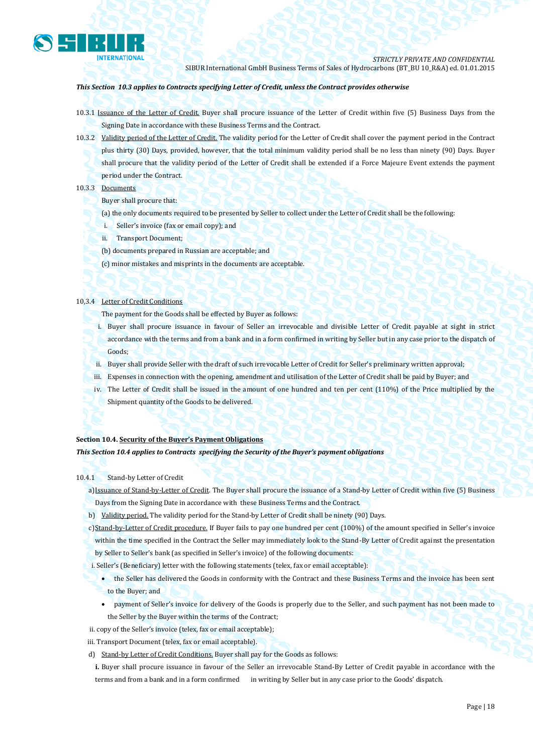*This Section 10.3 applies to Contracts specifying Letter of Credit, unless the Contract provides otherwise*

10.3.1 Issuance of the Letter of Credit. Buyer shall procure issuance of the Letter of Credit within five (5) Business Days from the Signing Date in accordance with these Business Terms and the Contract.

10.3.2 Validity period of the Letter of Credit. The validity period for the Letter of Credit shall cover the payment period in the Contract plus thirty (30) Days, provided, however, that the total minimum validity period shall be no less than ninety (90) Days. Buyer shall procure that the validity period of the Letter of Credit shall be extended if a Force Majeure Event extends the payment period under the Contract.

10.3.3 Documents

Buyer shall procure that:

(a) the only documents required to be presented by Seller to collect under the Letter of Credit shall be the following:

i. Seller's invoice (fax or email copy); and

ii. Transport Document;

(b) documents prepared in Russian are acceptable; and

(c) minor mistakes and misprints in the documents are acceptable.

10,3.4 Letter of Credit Conditions

The payment for the Goods shall be effected by Buyer as follows:

i. Buyer shall procure issuance in favour of Seller an irrevocable and divisible Letter of Credit payable at sight in strict accordance with the terms and from a bank and in a form confirmed in writing by Seller but in any case prior to the dispatch of Goods;

ii. Buyer shall provide Seller with the draft of such irrevocable Letter of Credit for Seller's preliminary written approval;

iii. Expenses in connection with the opening, amendment and utilisation of the Letter of Credit shall be paid by Buyer; and

iv. The Letter of Credit shall be issued in the amount of one hundred and ten per cent (110%) of the Price multiplied by the Shipment quantity of the Goods to be delivered.

**Section 10.4. Security of the Buyer's Payment Obligations**

***This Section 10.4 applies to Contracts specifying the Security of the Buyer's payment obligations***

10.4.1 Stand-by Letter of Credit

a) Issuance of Stand-by-Letter of Credit. The Buyer shall procure the issuance of a Stand-by Letter of Credit within five (5) Business Days from the Signing Date in accordance with these Business Terms and the Contract.

b) Validity period. The validity period for the Stand-by Letter of Credit shall be ninety (90) Days.

c) Stand-by-Letter of Credit procedure. If Buyer fails to pay one hundred per cent (100%) of the amount specified in Seller's invoice within the time specified in the Contract the Seller may immediately look to the Stand-By Letter of Credit against the presentation by Seller to Seller's bank (as specified in Seller's invoice) of the following documents:

i. Seller's (Beneficiary) letter with the following statements (telex, fax or email acceptable):

- the Seller has delivered the Goods in conformity with the Contract and these Business Terms and the invoice has been sent to the Buyer; and
- payment of Seller's invoice for delivery of the Goods is properly due to the Seller, and such payment has not been made to the Seller by the Buyer within the terms of the Contract;

ii. copy of the Seller's invoice (telex, fax or email acceptable);

iii. Transport Document (telex, fax or email acceptable).

d) Stand-by Letter of Credit Conditions. Buyer shall pay for the Goods as follows:

**i.** Buyer shall procure issuance in favour of the Seller an irrevocable Stand-By Letter of Credit payable in accordance with the terms and from a bank and in a form confirmed in writing by Seller but in any case prior to the Goods' dispatch.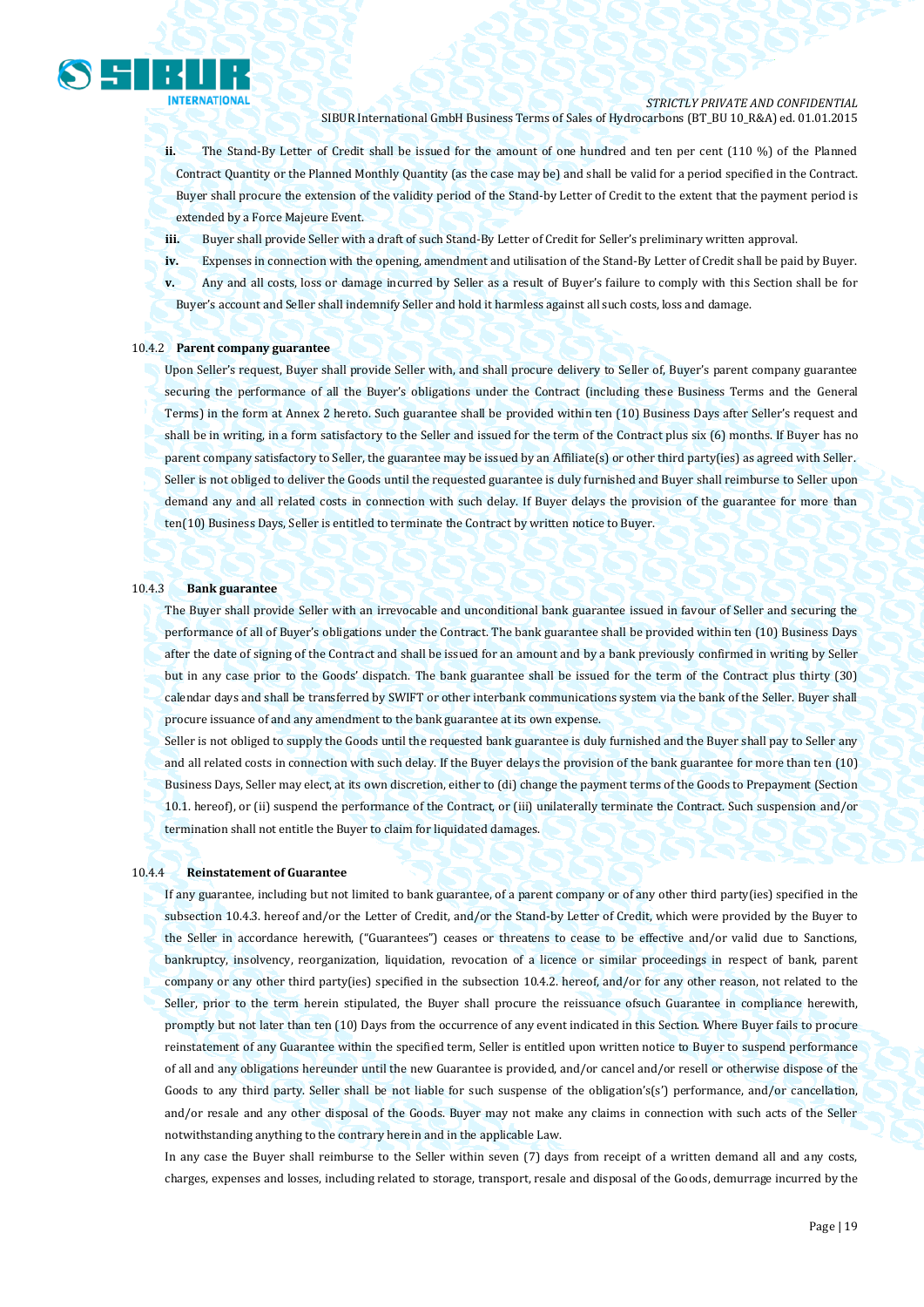**ii.** The Stand-By Letter of Credit shall be issued for the amount of one hundred and ten per cent (110 %) of the Planned Contract Quantity or the Planned Monthly Quantity (as the case may be) and shall be valid for a period specified in the Contract. Buyer shall procure the extension of the validity period of the Stand-by Letter of Credit to the extent that the payment period is extended by a Force Majeure Event.

**iii.** Buyer shall provide Seller with a draft of such Stand-By Letter of Credit for Seller's preliminary written approval.

**iv.** Expenses in connection with the opening, amendment and utilisation of the Stand-By Letter of Credit shall be paid by Buyer.

**v.** Any and all costs, loss or damage incurred by Seller as a result of Buyer's failure to comply with this Section shall be for Buyer's account and Seller shall indemnify Seller and hold it harmless against all such costs, loss and damage.

10.4.2 **Parent company guarantee**

Upon Seller's request, Buyer shall provide Seller with, and shall procure delivery to Seller of, Buyer's parent company guarantee securing the performance of all the Buyer's obligations under the Contract (including these Business Terms and the General Terms) in the form at Annex 2 hereto. Such guarantee shall be provided within ten (10) Business Days after Seller's request and shall be in writing, in a form satisfactory to the Seller and issued for the term of the Contract plus six (6) months. If Buyer has no parent company satisfactory to Seller, the guarantee may be issued by an Affiliate(s) or other third party(ies) as agreed with Seller. Seller is not obliged to deliver the Goods until the requested guarantee is duly furnished and Buyer shall reimburse to Seller upon demand any and all related costs in connection with such delay. If Buyer delays the provision of the guarantee for more than ten(10) Business Days, Seller is entitled to terminate the Contract by written notice to Buyer.

10.4.3 **Bank guarantee**

The Buyer shall provide Seller with an irrevocable and unconditional bank guarantee issued in favour of Seller and securing the performance of all of Buyer's obligations under the Contract. The bank guarantee shall be provided within ten (10) Business Days after the date of signing of the Contract and shall be issued for an amount and by a bank previously confirmed in writing by Seller but in any case prior to the Goods' dispatch. The bank guarantee shall be issued for the term of the Contract plus thirty (30) calendar days and shall be transferred by SWIFT or other interbank communications system via the bank of the Seller. Buyer shall procure issuance of and any amendment to the bank guarantee at its own expense.

Seller is not obliged to supply the Goods until the requested bank guarantee is duly furnished and the Buyer shall pay to Seller any and all related costs in connection with such delay. If the Buyer delays the provision of the bank guarantee for more than ten (10) Business Days, Seller may elect, at its own discretion, either to (di) change the payment terms of the Goods to Prepayment (Section 10.1. hereof), or (ii) suspend the performance of the Contract, or (iii) unilaterally terminate the Contract. Such suspension and/or termination shall not entitle the Buyer to claim for liquidated damages.

10.4.4 **Reinstatement of Guarantee**

If any guarantee, including but not limited to bank guarantee, of a parent company or of any other third party(ies) specified in the subsection 10.4.3. hereof and/or the Letter of Credit, and/or the Stand-by Letter of Credit, which were provided by the Buyer to the Seller in accordance herewith, ("Guarantees") ceases or threatens to cease to be effective and/or valid due to Sanctions, bankruptcy, insolvency, reorganization, liquidation, revocation of a licence or similar proceedings in respect of bank, parent company or any other third party(ies) specified in the subsection 10.4.2. hereof, and/or for any other reason, not related to the Seller, prior to the term herein stipulated, the Buyer shall procure the reissuance ofsuch Guarantee in compliance herewith, promptly but not later than ten (10) Days from the occurrence of any event indicated in this Section. Where Buyer fails to procure reinstatement of any Guarantee within the specified term, Seller is entitled upon written notice to Buyer to suspend performance of all and any obligations hereunder until the new Guarantee is provided, and/or cancel and/or resell or otherwise dispose of the Goods to any third party. Seller shall be not liable for such suspense of the obligation's(s') performance, and/or cancellation, and/or resale and any other disposal of the Goods. Buyer may not make any claims in connection with such acts of the Seller notwithstanding anything to the contrary herein and in the applicable Law.

In any case the Buyer shall reimburse to the Seller within seven (7) days from receipt of a written demand all and any costs, charges, expenses and losses, including related to storage, transport, resale and disposal of the Goods, demurrage incurred by the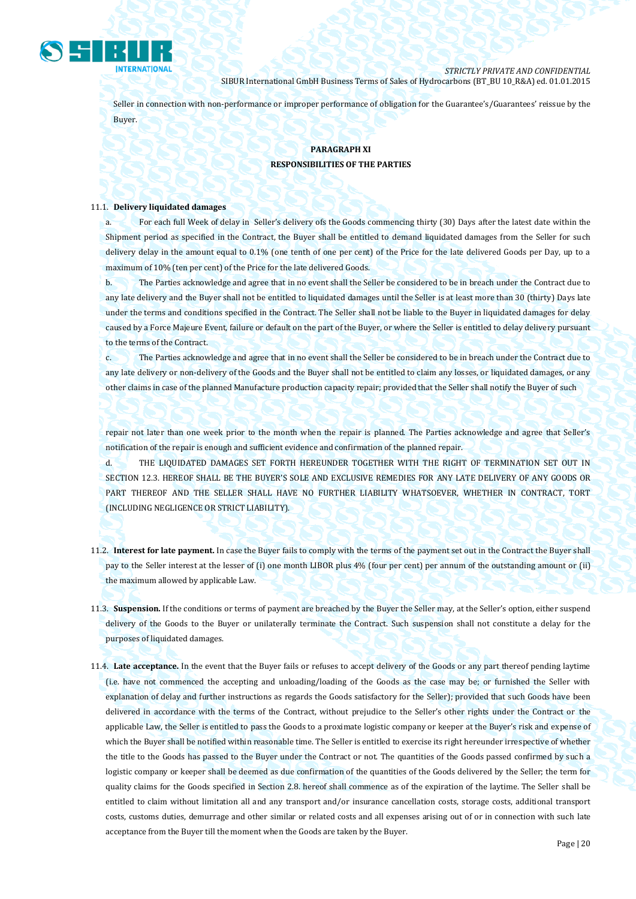Seller in connection with non-performance or improper performance of obligation for the Guarantee's/Guarantees' reissue by the Buyer.

**PARAGRAPH XI**
**RESPONSIBILITIES OF THE PARTIES**

11.1. **Delivery liquidated damages**

a. For each full Week of delay in Seller's delivery ofs the Goods commencing thirty (30) Days after the latest date within the Shipment period as specified in the Contract, the Buyer shall be entitled to demand liquidated damages from the Seller for such delivery delay in the amount equal to 0.1% (one tenth of one per cent) of the Price for the late delivered Goods per Day, up to a maximum of 10% (ten per cent) of the Price for the late delivered Goods.

b. The Parties acknowledge and agree that in no event shall the Seller be considered to be in breach under the Contract due to any late delivery and the Buyer shall not be entitled to liquidated damages until the Seller is at least more than 30 (thirty) Days late under the terms and conditions specified in the Contract. The Seller shall not be liable to the Buyer in liquidated damages for delay caused by a Force Majeure Event, failure or default on the part of the Buyer, or where the Seller is entitled to delay delivery pursuant to the terms of the Contract.

c. The Parties acknowledge and agree that in no event shall the Seller be considered to be in breach under the Contract due to any late delivery or non-delivery of the Goods and the Buyer shall not be entitled to claim any losses, or liquidated damages, or any other claims in case of the planned Manufacture production capacity repair; provided that the Seller shall notify the Buyer of such repair not later than one week prior to the month when the repair is planned. The Parties acknowledge and agree that Seller's notification of the repair is enough and sufficient evidence and confirmation of the planned repair.

d. THE LIQUIDATED DAMAGES SET FORTH HEREUNDER TOGETHER WITH THE RIGHT OF TERMINATION SET OUT IN SECTION 12.3. HEREOF SHALL BE THE BUYER'S SOLE AND EXCLUSIVE REMEDIES FOR ANY LATE DELIVERY OF ANY GOODS OR PART THEREOF AND THE SELLER SHALL HAVE NO FURTHER LIABILITY WHATSOEVER, WHETHER IN CONTRACT, TORT (INCLUDING NEGLIGENCE OR STRICT LIABILITY).

11.2. **Interest for late payment.** In case the Buyer fails to comply with the terms of the payment set out in the Contract the Buyer shall pay to the Seller interest at the lesser of (i) one month LIBOR plus 4% (four per cent) per annum of the outstanding amount or (ii) the maximum allowed by applicable Law.

11.3. **Suspension.** If the conditions or terms of payment are breached by the Buyer the Seller may, at the Seller's option, either suspend delivery of the Goods to the Buyer or unilaterally terminate the Contract. Such suspension shall not constitute a delay for the purposes of liquidated damages.

11.4. **Late acceptance.** In the event that the Buyer fails or refuses to accept delivery of the Goods or any part thereof pending laytime (i.e. have not commenced the accepting and unloading/loading of the Goods as the case may be; or furnished the Seller with explanation of delay and further instructions as regards the Goods satisfactory for the Seller); provided that such Goods have been delivered in accordance with the terms of the Contract, without prejudice to the Seller's other rights under the Contract or the applicable Law, the Seller is entitled to pass the Goods to a proximate logistic company or keeper at the Buyer's risk and expense of which the Buyer shall be notified within reasonable time. The Seller is entitled to exercise its right hereunder irrespective of whether the title to the Goods has passed to the Buyer under the Contract or not. The quantities of the Goods passed confirmed by such a logistic company or keeper shall be deemed as due confirmation of the quantities of the Goods delivered by the Seller; the term for quality claims for the Goods specified in Section 2.8. hereof shall commence as of the expiration of the laytime. The Seller shall be entitled to claim without limitation all and any transport and/or insurance cancellation costs, storage costs, additional transport costs, customs duties, demurrage and other similar or related costs and all expenses arising out of or in connection with such late acceptance from the Buyer till the moment when the Goods are taken by the Buyer.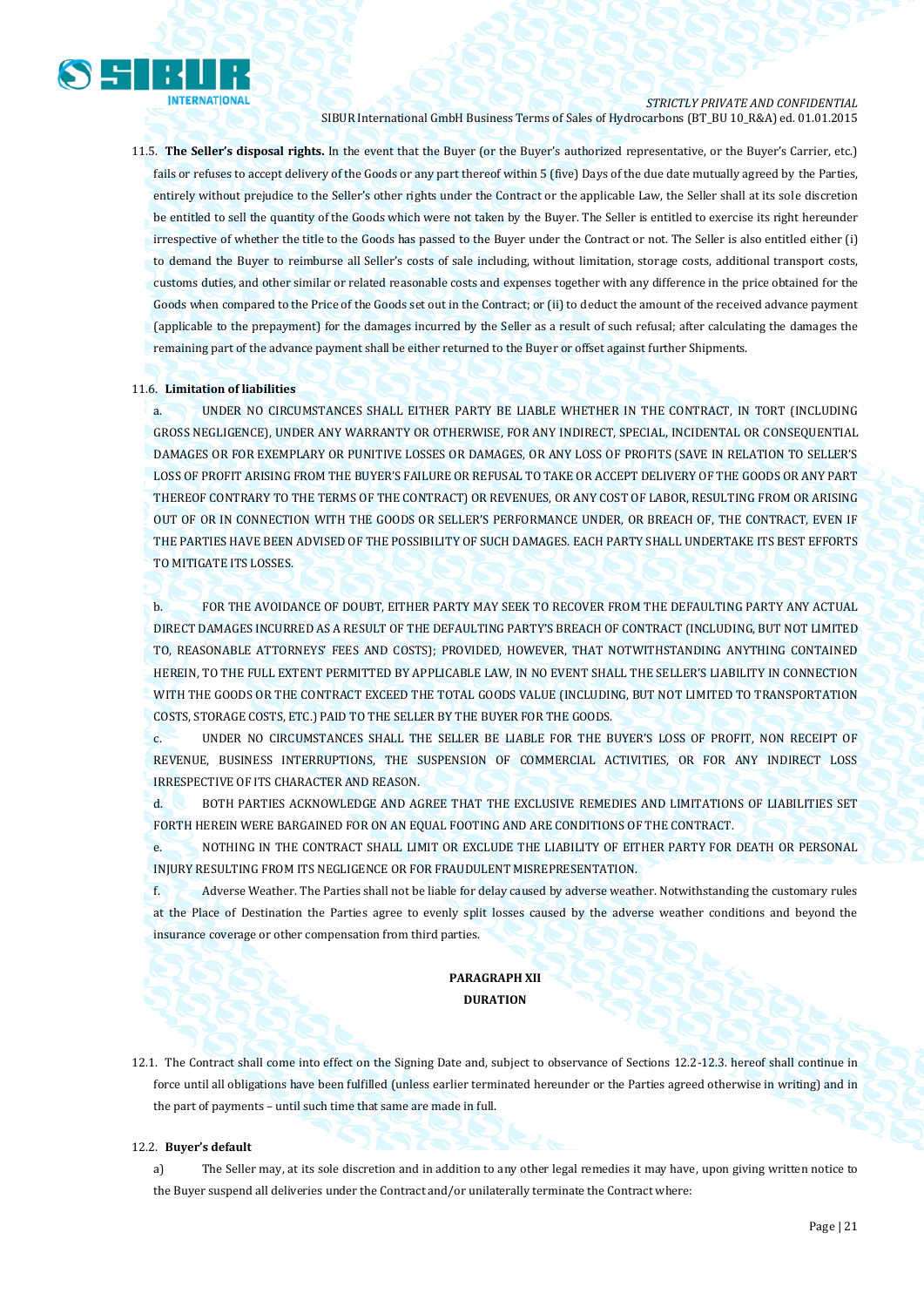11.5. **The Seller's disposal rights.** In the event that the Buyer (or the Buyer's authorized representative, or the Buyer's Carrier, etc.) fails or refuses to accept delivery of the Goods or any part thereof within 5 (five) Days of the due date mutually agreed by the Parties, entirely without prejudice to the Seller's other rights under the Contract or the applicable Law, the Seller shall at its sole discretion be entitled to sell the quantity of the Goods which were not taken by the Buyer. The Seller is entitled to exercise its right hereunder irrespective of whether the title to the Goods has passed to the Buyer under the Contract or not. The Seller is also entitled either (i) to demand the Buyer to reimburse all Seller's costs of sale including, without limitation, storage costs, additional transport costs, customs duties, and other similar or related reasonable costs and expenses together with any difference in the price obtained for the Goods when compared to the Price of the Goods set out in the Contract; or (ii) to deduct the amount of the received advance payment (applicable to the prepayment) for the damages incurred by the Seller as a result of such refusal; after calculating the damages the remaining part of the advance payment shall be either returned to the Buyer or offset against further Shipments.

11.6. **Limitation of liabilities**

a. UNDER NO CIRCUMSTANCES SHALL EITHER PARTY BE LIABLE WHETHER IN THE CONTRACT, IN TORT (INCLUDING GROSS NEGLIGENCE), UNDER ANY WARRANTY OR OTHERWISE, FOR ANY INDIRECT, SPECIAL, INCIDENTAL OR CONSEQUENTIAL DAMAGES OR FOR EXEMPLARY OR PUNITIVE LOSSES OR DAMAGES, OR ANY LOSS OF PROFITS (SAVE IN RELATION TO SELLER'S LOSS OF PROFIT ARISING FROM THE BUYER'S FAILURE OR REFUSAL TO TAKE OR ACCEPT DELIVERY OF THE GOODS OR ANY PART THEREOF CONTRARY TO THE TERMS OF THE CONTRACT) OR REVENUES, OR ANY COST OF LABOR, RESULTING FROM OR ARISING OUT OF OR IN CONNECTION WITH THE GOODS OR SELLER'S PERFORMANCE UNDER, OR BREACH OF, THE CONTRACT, EVEN IF THE PARTIES HAVE BEEN ADVISED OF THE POSSIBILITY OF SUCH DAMAGES. EACH PARTY SHALL UNDERTAKE ITS BEST EFFORTS TO MITIGATE ITS LOSSES.

b. FOR THE AVOIDANCE OF DOUBT, EITHER PARTY MAY SEEK TO RECOVER FROM THE DEFAULTING PARTY ANY ACTUAL DIRECT DAMAGES INCURRED AS A RESULT OF THE DEFAULTING PARTY'S BREACH OF CONTRACT (INCLUDING, BUT NOT LIMITED TO, REASONABLE ATTORNEYS' FEES AND COSTS); PROVIDED, HOWEVER, THAT NOTWITHSTANDING ANYTHING CONTAINED HEREIN, TO THE FULL EXTENT PERMITTED BY APPLICABLE LAW, IN NO EVENT SHALL THE SELLER'S LIABILITY IN CONNECTION WITH THE GOODS OR THE CONTRACT EXCEED THE TOTAL GOODS VALUE (INCLUDING, BUT NOT LIMITED TO TRANSPORTATION COSTS, STORAGE COSTS, ETC.) PAID TO THE SELLER BY THE BUYER FOR THE GOODS.

c. UNDER NO CIRCUMSTANCES SHALL THE SELLER BE LIABLE FOR THE BUYER'S LOSS OF PROFIT, NON RECEIPT OF REVENUE, BUSINESS INTERRUPTIONS, THE SUSPENSION OF COMMERCIAL ACTIVITIES, OR FOR ANY INDIRECT LOSS IRRESPECTIVE OF ITS CHARACTER AND REASON.

d. BOTH PARTIES ACKNOWLEDGE AND AGREE THAT THE EXCLUSIVE REMEDIES AND LIMITATIONS OF LIABILITIES SET FORTH HEREIN WERE BARGAINED FOR ON AN EQUAL FOOTING AND ARE CONDITIONS OF THE CONTRACT.

e. NOTHING IN THE CONTRACT SHALL LIMIT OR EXCLUDE THE LIABILITY OF EITHER PARTY FOR DEATH OR PERSONAL INJURY RESULTING FROM ITS NEGLIGENCE OR FOR FRAUDULENT MISREPRESENTATION.

f. Adverse Weather. The Parties shall not be liable for delay caused by adverse weather. Notwithstanding the customary rules at the Place of Destination the Parties agree to evenly split losses caused by the adverse weather conditions and beyond the insurance coverage or other compensation from third parties.

## PARAGRAPH XII
## DURATION

12.1. The Contract shall come into effect on the Signing Date and, subject to observance of Sections 12.2-12.3. hereof shall continue in force until all obligations have been fulfilled (unless earlier terminated hereunder or the Parties agreed otherwise in writing) and in the part of payments – until such time that same are made in full.

12.2. **Buyer's default**

a) The Seller may, at its sole discretion and in addition to any other legal remedies it may have, upon giving written notice to the Buyer suspend all deliveries under the Contract and/or unilaterally terminate the Contract where: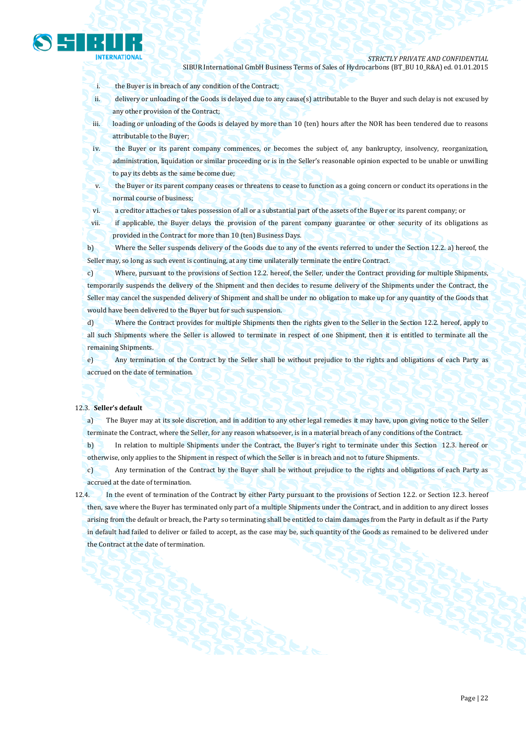i. the Buyer is in breach of any condition of the Contract;

ii. delivery or unloading of the Goods is delayed due to any cause(s) attributable to the Buyer and such delay is not excused by any other provision of the Contract;

iii. loading or unloading of the Goods is delayed by more than 10 (ten) hours after the NOR has been tendered due to reasons attributable to the Buyer;

iv. the Buyer or its parent company commences, or becomes the subject of, any bankruptcy, insolvency, reorganization, administration, liquidation or similar proceeding or is in the Seller's reasonable opinion expected to be unable or unwilling to pay its debts as the same become due;

v. the Buyer or its parent company ceases or threatens to cease to function as a going concern or conduct its operations in the normal course of business;

vi. a creditor attaches or takes possession of all or a substantial part of the assets of the Buyer or its parent company; or

vii. if applicable, the Buyer delays the provision of the parent company guarantee or other security of its obligations as provided in the Contract for more than 10 (ten) Business Days.

b) Where the Seller suspends delivery of the Goods due to any of the events referred to under the Section 12.2. a) hereof, the Seller may, so long as such event is continuing, at any time unilaterally terminate the entire Contract.

c) Where, pursuant to the provisions of Section 12.2. hereof, the Seller, under the Contract providing for multiple Shipments, temporarily suspends the delivery of the Shipment and then decides to resume delivery of the Shipments under the Contract, the Seller may cancel the suspended delivery of Shipment and shall be under no obligation to make up for any quantity of the Goods that would have been delivered to the Buyer but for such suspension.

d) Where the Contract provides for multiple Shipments then the rights given to the Seller in the Section 12.2. hereof, apply to all such Shipments where the Seller is allowed to terminate in respect of one Shipment, then it is entitled to terminate all the remaining Shipments.

e) Any termination of the Contract by the Seller shall be without prejudice to the rights and obligations of each Party as accrued on the date of termination.

12.3. **Seller's default**

a) The Buyer may at its sole discretion, and in addition to any other legal remedies it may have, upon giving notice to the Seller terminate the Contract, where the Seller, for any reason whatsoever, is in a material breach of any conditions of the Contract.

b) In relation to multiple Shipments under the Contract, the Buyer's right to terminate under this Section 12.3. hereof or otherwise, only applies to the Shipment in respect of which the Seller is in breach and not to future Shipments.

c) Any termination of the Contract by the Buyer shall be without prejudice to the rights and obligations of each Party as accrued at the date of termination.

12.4. In the event of termination of the Contract by either Party pursuant to the provisions of Section 12.2. or Section 12.3. hereof then, save where the Buyer has terminated only part of a multiple Shipments under the Contract, and in addition to any direct losses arising from the default or breach, the Party so terminating shall be entitled to claim damages from the Party in default as if the Party in default had failed to deliver or failed to accept, as the case may be, such quantity of the Goods as remained to be delivered under the Contract at the date of termination.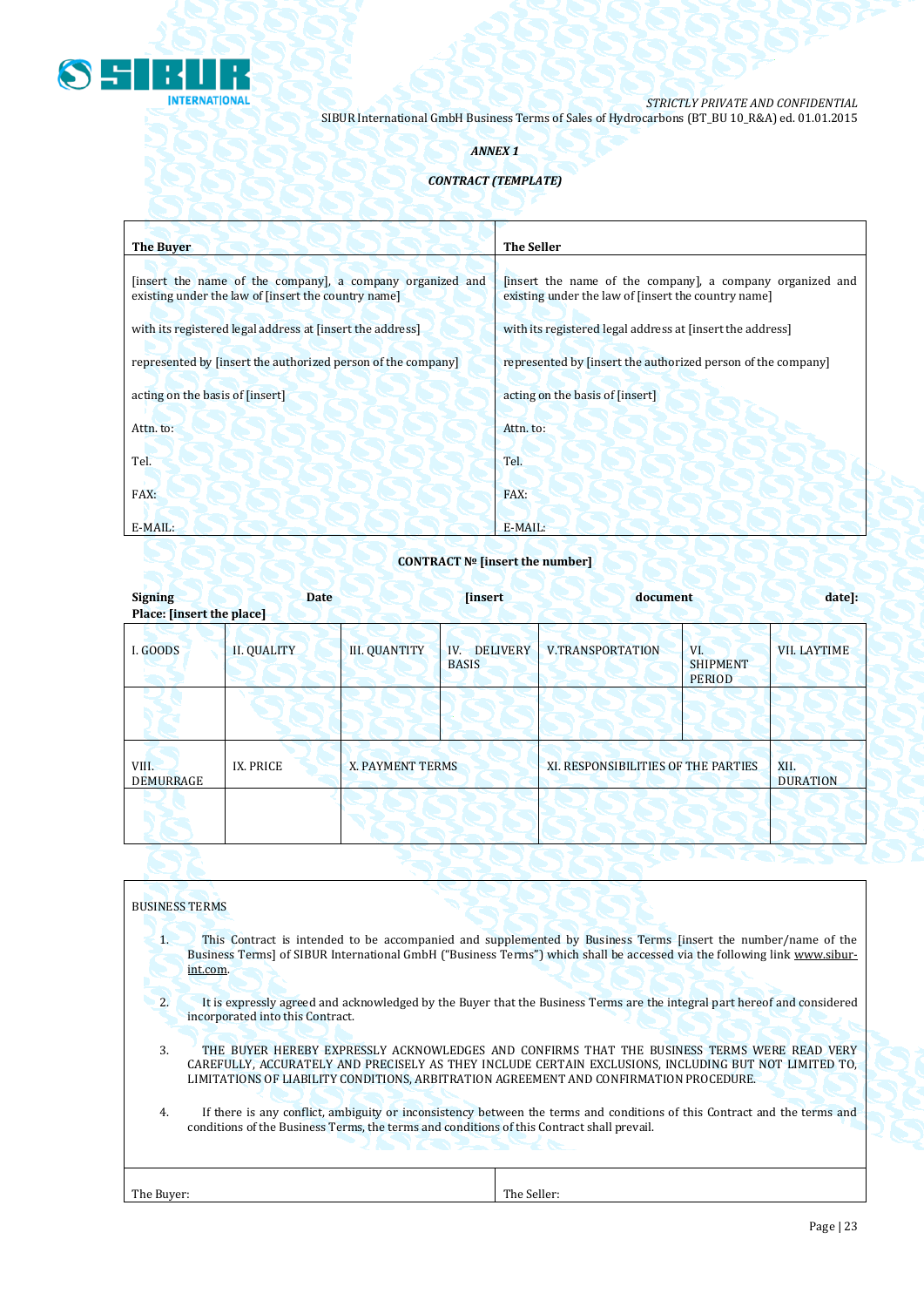*ANNEX 1*

***CONTRACT (TEMPLATE)***

| **The Buyer** | **The Seller** |
|---|---|
| [insert the name of the company], a company organized and existing under the law of [insert the country name]<br><br>with its registered legal address at [insert the address]<br><br>represented by [insert the authorized person of the company]<br><br>acting on the basis of [insert]<br><br>Attn. to:<br><br>Tel.<br><br>FAX:<br><br>E-MAIL: | [insert the name of the company], a company organized and existing under the law of [insert the country name]<br><br>with its registered legal address at [insert the address]<br><br>represented by [insert the authorized person of the company]<br><br>acting on the basis of [insert]<br><br>Attn. to:<br><br>Tel.<br><br>FAX:<br><br>E-MAIL: |

**CONTRACT № [insert the number]**

**Signing Date [insert document date]:**
**Place: [insert the place]**

| I. GOODS | II. QUALITY | III. QUANTITY | IV. DELIVERY BASIS | V.TRANSPORTATION | VI. SHIPMENT PERIOD | VII. LAYTIME |
|---|---|---|---|---|---|---|
| | | | | | | |
| VIII. DEMURRAGE | IX. PRICE | X. PAYMENT TERMS | | XI. RESPONSIBILITIES OF THE PARTIES | | XII. DURATION |
| | | | | | | |

BUSINESS TERMS

1. This Contract is intended to be accompanied and supplemented by Business Terms [insert the number/name of the Business Terms] of SIBUR International GmbH ("Business Terms") which shall be accessed via the following link www.sibur-int.com.

2. It is expressly agreed and acknowledged by the Buyer that the Business Terms are the integral part hereof and considered incorporated into this Contract.

3. THE BUYER HEREBY EXPRESSLY ACKNOWLEDGES AND CONFIRMS THAT THE BUSINESS TERMS WERE READ VERY CAREFULLY, ACCURATELY AND PRECISELY AS THEY INCLUDE CERTAIN EXCLUSIONS, INCLUDING BUT NOT LIMITED TO, LIMITATIONS OF LIABILITY CONDITIONS, ARBITRATION AGREEMENT AND CONFIRMATION PROCEDURE.

4. If there is any conflict, ambiguity or inconsistency between the terms and conditions of this Contract and the terms and conditions of the Business Terms, the terms and conditions of this Contract shall prevail.

| The Buyer: | The Seller: |
|---|---|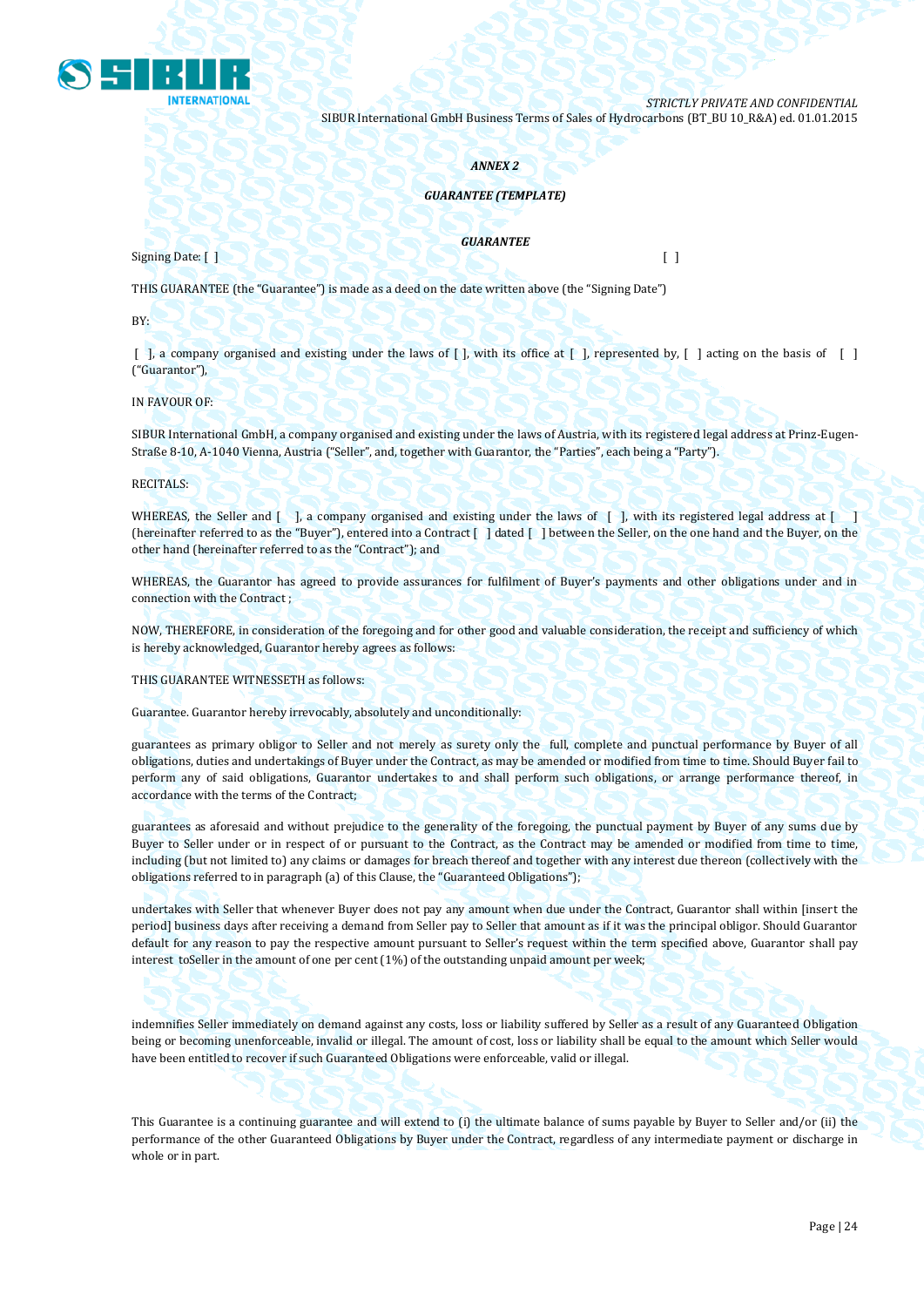*ANNEX 2*

*GUARANTEE (TEMPLATE)*

***GUARANTEE***

Signing Date: [ ] [ ]

THIS GUARANTEE (the "Guarantee") is made as a deed on the date written above (the "Signing Date")

BY:

[ ], a company organised and existing under the laws of [ ], with its office at [ ], represented by, [ ] acting on the basis of [ ] ("Guarantor"),

IN FAVOUR OF:

SIBUR International GmbH, a company organised and existing under the laws of Austria, with its registered legal address at Prinz-Eugen-Straße 8-10, A-1040 Vienna, Austria ("Seller", and, together with Guarantor, the "Parties", each being a "Party").

RECITALS:

WHEREAS, the Seller and [ ], a company organised and existing under the laws of [ ], with its registered legal address at [ ] (hereinafter referred to as the "Buyer"), entered into a Contract [ ] dated [ ] between the Seller, on the one hand and the Buyer, on the other hand (hereinafter referred to as the "Contract"); and

WHEREAS, the Guarantor has agreed to provide assurances for fulfilment of Buyer's payments and other obligations under and in connection with the Contract ;

NOW, THEREFORE, in consideration of the foregoing and for other good and valuable consideration, the receipt and sufficiency of which is hereby acknowledged, Guarantor hereby agrees as follows:

THIS GUARANTEE WITNESSETH as follows:

Guarantee. Guarantor hereby irrevocably, absolutely and unconditionally:

guarantees as primary obligor to Seller and not merely as surety only the full, complete and punctual performance by Buyer of all obligations, duties and undertakings of Buyer under the Contract, as may be amended or modified from time to time. Should Buyer fail to perform any of said obligations, Guarantor undertakes to and shall perform such obligations, or arrange performance thereof, in accordance with the terms of the Contract;

guarantees as aforesaid and without prejudice to the generality of the foregoing, the punctual payment by Buyer of any sums due by Buyer to Seller under or in respect of or pursuant to the Contract, as the Contract may be amended or modified from time to time, including (but not limited to) any claims or damages for breach thereof and together with any interest due thereon (collectively with the obligations referred to in paragraph (a) of this Clause, the "Guaranteed Obligations");

undertakes with Seller that whenever Buyer does not pay any amount when due under the Contract, Guarantor shall within [insert the period] business days after receiving a demand from Seller pay to Seller that amount as if it was the principal obligor. Should Guarantor default for any reason to pay the respective amount pursuant to Seller's request within the term specified above, Guarantor shall pay interest toSeller in the amount of one per cent (1%) of the outstanding unpaid amount per week;

indemnifies Seller immediately on demand against any costs, loss or liability suffered by Seller as a result of any Guaranteed Obligation being or becoming unenforceable, invalid or illegal. The amount of cost, loss or liability shall be equal to the amount which Seller would have been entitled to recover if such Guaranteed Obligations were enforceable, valid or illegal.

This Guarantee is a continuing guarantee and will extend to (i) the ultimate balance of sums payable by Buyer to Seller and/or (ii) the performance of the other Guaranteed Obligations by Buyer under the Contract, regardless of any intermediate payment or discharge in whole or in part.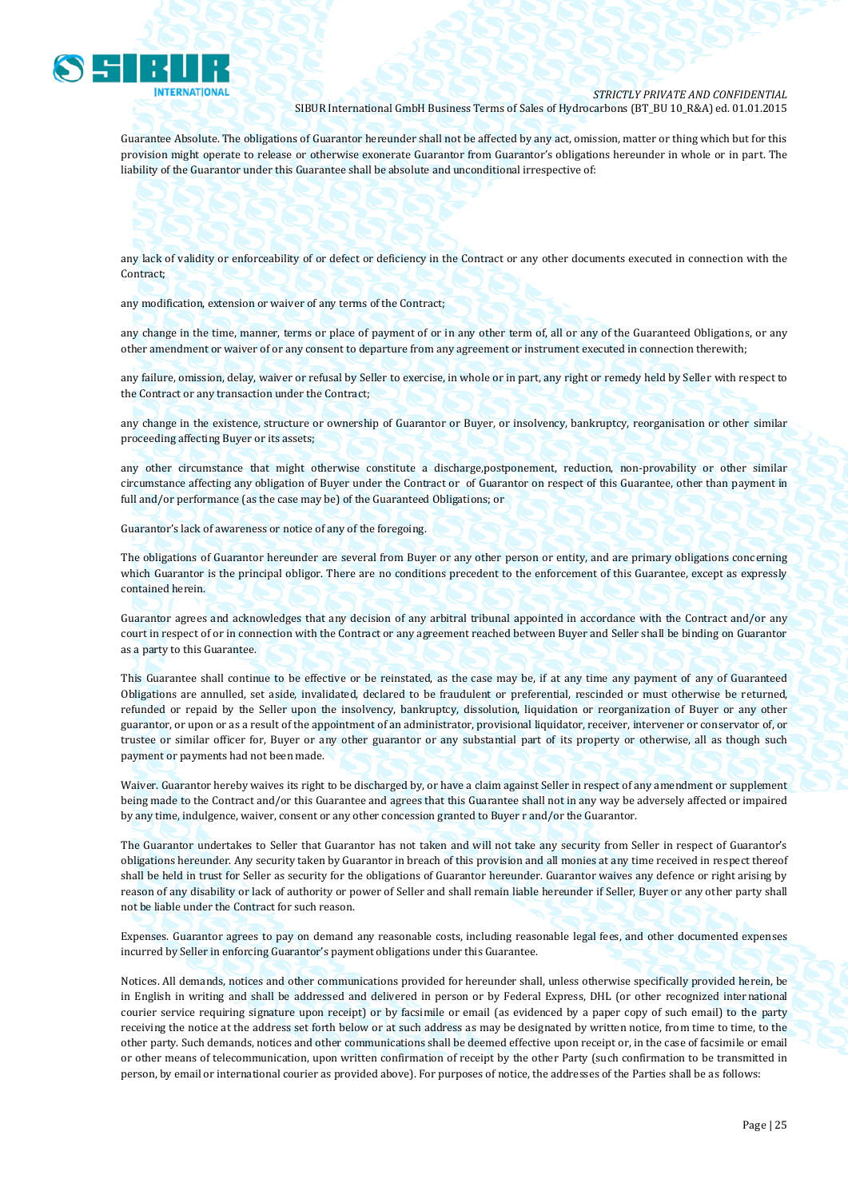Guarantee Absolute. The obligations of Guarantor hereunder shall not be affected by any act, omission, matter or thing which but for this provision might operate to release or otherwise exonerate Guarantor from Guarantor's obligations hereunder in whole or in part. The liability of the Guarantor under this Guarantee shall be absolute and unconditional irrespective of:

any lack of validity or enforceability of or defect or deficiency in the Contract or any other documents executed in connection with the Contract;

any modification, extension or waiver of any terms of the Contract;

any change in the time, manner, terms or place of payment of or in any other term of, all or any of the Guaranteed Obligations, or any other amendment or waiver of or any consent to departure from any agreement or instrument executed in connection therewith;

any failure, omission, delay, waiver or refusal by Seller to exercise, in whole or in part, any right or remedy held by Seller with respect to the Contract or any transaction under the Contract;

any change in the existence, structure or ownership of Guarantor or Buyer, or insolvency, bankruptcy, reorganisation or other similar proceeding affecting Buyer or its assets;

any other circumstance that might otherwise constitute a discharge,postponement, reduction, non-provability or other similar circumstance affecting any obligation of Buyer under the Contract or of Guarantor on respect of this Guarantee, other than payment in full and/or performance (as the case may be) of the Guaranteed Obligations; or

Guarantor's lack of awareness or notice of any of the foregoing.

The obligations of Guarantor hereunder are several from Buyer or any other person or entity, and are primary obligations concerning which Guarantor is the principal obligor. There are no conditions precedent to the enforcement of this Guarantee, except as expressly contained herein.

Guarantor agrees and acknowledges that any decision of any arbitral tribunal appointed in accordance with the Contract and/or any court in respect of or in connection with the Contract or any agreement reached between Buyer and Seller shall be binding on Guarantor as a party to this Guarantee.

This Guarantee shall continue to be effective or be reinstated, as the case may be, if at any time any payment of any of Guaranteed Obligations are annulled, set aside, invalidated, declared to be fraudulent or preferential, rescinded or must otherwise be returned, refunded or repaid by the Seller upon the insolvency, bankruptcy, dissolution, liquidation or reorganization of Buyer or any other guarantor, or upon or as a result of the appointment of an administrator, provisional liquidator, receiver, intervener or conservator of, or trustee or similar officer for, Buyer or any other guarantor or any substantial part of its property or otherwise, all as though such payment or payments had not been made.

Waiver. Guarantor hereby waives its right to be discharged by, or have a claim against Seller in respect of any amendment or supplement being made to the Contract and/or this Guarantee and agrees that this Guarantee shall not in any way be adversely affected or impaired by any time, indulgence, waiver, consent or any other concession granted to Buyer r and/or the Guarantor.

The Guarantor undertakes to Seller that Guarantor has not taken and will not take any security from Seller in respect of Guarantor's obligations hereunder. Any security taken by Guarantor in breach of this provision and all monies at any time received in respect thereof shall be held in trust for Seller as security for the obligations of Guarantor hereunder. Guarantor waives any defence or right arising by reason of any disability or lack of authority or power of Seller and shall remain liable hereunder if Seller, Buyer or any other party shall not be liable under the Contract for such reason.

Expenses. Guarantor agrees to pay on demand any reasonable costs, including reasonable legal fees, and other documented expenses incurred by Seller in enforcing Guarantor's payment obligations under this Guarantee.

Notices. All demands, notices and other communications provided for hereunder shall, unless otherwise specifically provided herein, be in English in writing and shall be addressed and delivered in person or by Federal Express, DHL (or other recognized international courier service requiring signature upon receipt) or by facsimile or email (as evidenced by a paper copy of such email) to the party receiving the notice at the address set forth below or at such address as may be designated by written notice, from time to time, to the other party. Such demands, notices and other communications shall be deemed effective upon receipt or, in the case of facsimile or email or other means of telecommunication, upon written confirmation of receipt by the other Party (such confirmation to be transmitted in person, by email or international courier as provided above). For purposes of notice, the addresses of the Parties shall be as follows: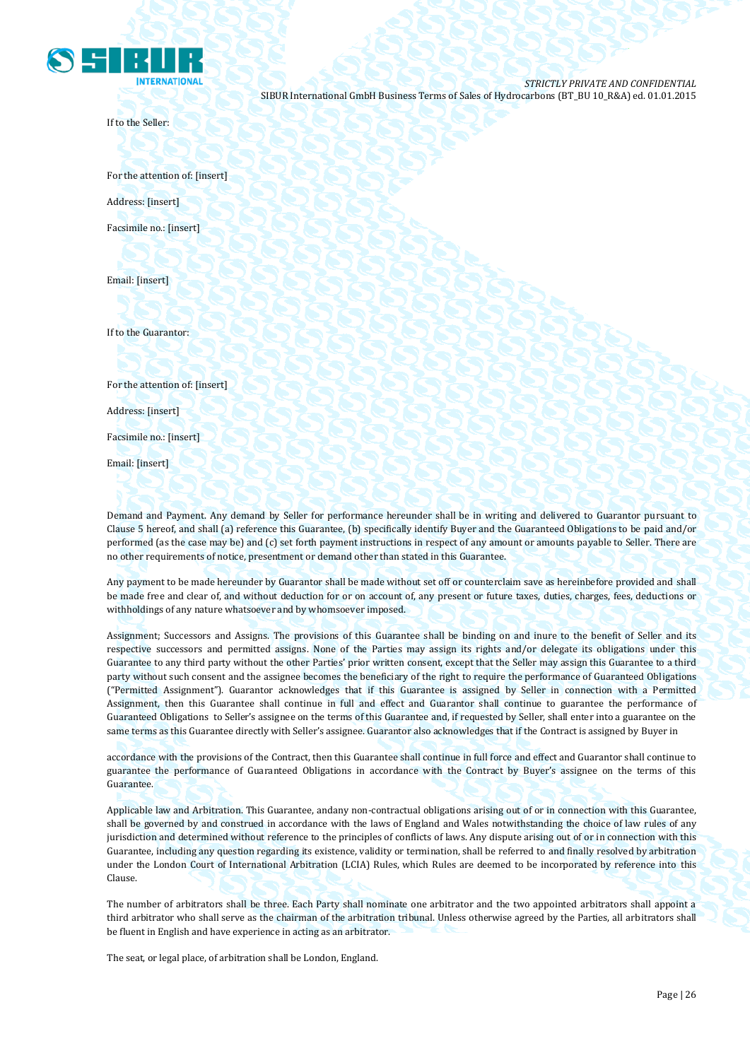If to the Seller:

For the attention of: [insert]

Address: [insert]

Facsimile no.: [insert]

Email: [insert]

If to the Guarantor:

For the attention of: [insert]

Address: [insert]

Facsimile no.: [insert]

Email: [insert]

Demand and Payment. Any demand by Seller for performance hereunder shall be in writing and delivered to Guarantor pursuant to Clause 5 hereof, and shall (a) reference this Guarantee, (b) specifically identify Buyer and the Guaranteed Obligations to be paid and/or performed (as the case may be) and (c) set forth payment instructions in respect of any amount or amounts payable to Seller. There are no other requirements of notice, presentment or demand other than stated in this Guarantee.

Any payment to be made hereunder by Guarantor shall be made without set off or counterclaim save as hereinbefore provided and shall be made free and clear of, and without deduction for or on account of, any present or future taxes, duties, charges, fees, deductions or withholdings of any nature whatsoever and by whomsoever imposed.

Assignment; Successors and Assigns. The provisions of this Guarantee shall be binding on and inure to the benefit of Seller and its respective successors and permitted assigns. None of the Parties may assign its rights and/or delegate its obligations under this Guarantee to any third party without the other Parties' prior written consent, except that the Seller may assign this Guarantee to a third party without such consent and the assignee becomes the beneficiary of the right to require the performance of Guaranteed Obligations ("Permitted Assignment"). Guarantor acknowledges that if this Guarantee is assigned by Seller in connection with a Permitted Assignment, then this Guarantee shall continue in full and effect and Guarantor shall continue to guarantee the performance of Guaranteed Obligations to Seller's assignee on the terms of this Guarantee and, if requested by Seller, shall enter into a guarantee on the same terms as this Guarantee directly with Seller's assignee. Guarantor also acknowledges that if the Contract is assigned by Buyer in accordance with the provisions of the Contract, then this Guarantee shall continue in full force and effect and Guarantor shall continue to guarantee the performance of Guaranteed Obligations in accordance with the Contract by Buyer's assignee on the terms of this Guarantee.

Applicable law and Arbitration. This Guarantee, andany non-contractual obligations arising out of or in connection with this Guarantee, shall be governed by and construed in accordance with the laws of England and Wales notwithstanding the choice of law rules of any jurisdiction and determined without reference to the principles of conflicts of laws. Any dispute arising out of or in connection with this Guarantee, including any question regarding its existence, validity or termination, shall be referred to and finally resolved by arbitration under the London Court of International Arbitration (LCIA) Rules, which Rules are deemed to be incorporated by reference into this Clause.

The number of arbitrators shall be three. Each Party shall nominate one arbitrator and the two appointed arbitrators shall appoint a third arbitrator who shall serve as the chairman of the arbitration tribunal. Unless otherwise agreed by the Parties, all arbitrators shall be fluent in English and have experience in acting as an arbitrator.

The seat, or legal place, of arbitration shall be London, England.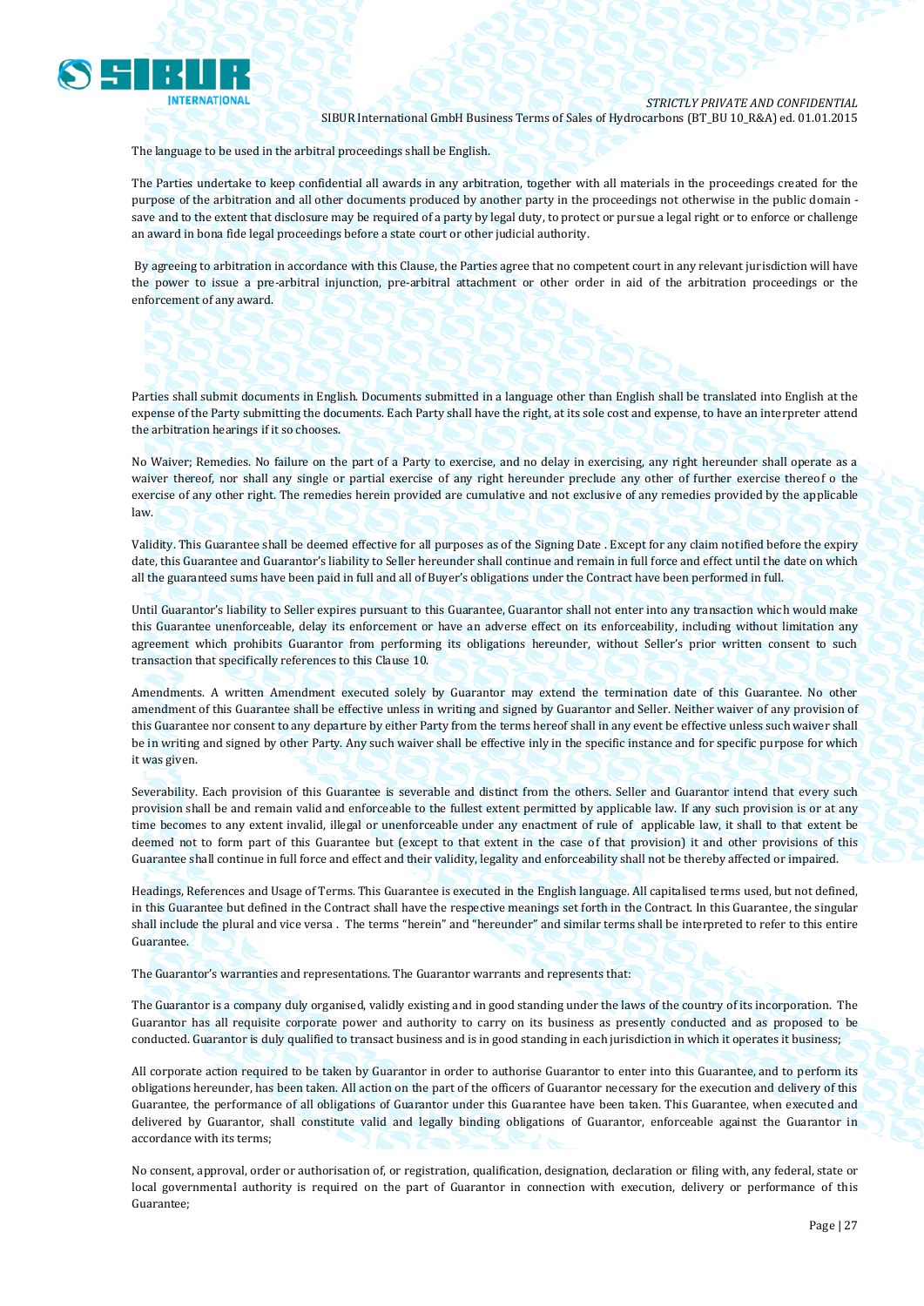The language to be used in the arbitral proceedings shall be English.

The Parties undertake to keep confidential all awards in any arbitration, together with all materials in the proceedings created for the purpose of the arbitration and all other documents produced by another party in the proceedings not otherwise in the public domain - save and to the extent that disclosure may be required of a party by legal duty, to protect or pursue a legal right or to enforce or challenge an award in bona fide legal proceedings before a state court or other judicial authority.

By agreeing to arbitration in accordance with this Clause, the Parties agree that no competent court in any relevant jurisdiction will have the power to issue a pre-arbitral injunction, pre-arbitral attachment or other order in aid of the arbitration proceedings or the enforcement of any award.

Parties shall submit documents in English. Documents submitted in a language other than English shall be translated into English at the expense of the Party submitting the documents. Each Party shall have the right, at its sole cost and expense, to have an interpreter attend the arbitration hearings if it so chooses.

No Waiver; Remedies. No failure on the part of a Party to exercise, and no delay in exercising, any right hereunder shall operate as a waiver thereof, nor shall any single or partial exercise of any right hereunder preclude any other of further exercise thereof o the exercise of any other right. The remedies herein provided are cumulative and not exclusive of any remedies provided by the applicable law.

Validity. This Guarantee shall be deemed effective for all purposes as of the Signing Date . Except for any claim notified before the expiry date, this Guarantee and Guarantor's liability to Seller hereunder shall continue and remain in full force and effect until the date on which all the guaranteed sums have been paid in full and all of Buyer's obligations under the Contract have been performed in full.

Until Guarantor's liability to Seller expires pursuant to this Guarantee, Guarantor shall not enter into any transaction which would make this Guarantee unenforceable, delay its enforcement or have an adverse effect on its enforceability, including without limitation any agreement which prohibits Guarantor from performing its obligations hereunder, without Seller's prior written consent to such transaction that specifically references to this Clause 10.

Amendments. A written Amendment executed solely by Guarantor may extend the termination date of this Guarantee. No other amendment of this Guarantee shall be effective unless in writing and signed by Guarantor and Seller. Neither waiver of any provision of this Guarantee nor consent to any departure by either Party from the terms hereof shall in any event be effective unless such waiver shall be in writing and signed by other Party. Any such waiver shall be effective inly in the specific instance and for specific purpose for which it was given.

Severability. Each provision of this Guarantee is severable and distinct from the others. Seller and Guarantor intend that every such provision shall be and remain valid and enforceable to the fullest extent permitted by applicable law. If any such provision is or at any time becomes to any extent invalid, illegal or unenforceable under any enactment of rule of applicable law, it shall to that extent be deemed not to form part of this Guarantee but (except to that extent in the case of that provision) it and other provisions of this Guarantee shall continue in full force and effect and their validity, legality and enforceability shall not be thereby affected or impaired.

Headings, References and Usage of Terms. This Guarantee is executed in the English language. All capitalised terms used, but not defined, in this Guarantee but defined in the Contract shall have the respective meanings set forth in the Contract. In this Guarantee, the singular shall include the plural and vice versa . The terms "herein" and "hereunder" and similar terms shall be interpreted to refer to this entire Guarantee.

The Guarantor's warranties and representations. The Guarantor warrants and represents that:

The Guarantor is a company duly organised, validly existing and in good standing under the laws of the country of its incorporation. The Guarantor has all requisite corporate power and authority to carry on its business as presently conducted and as proposed to be conducted. Guarantor is duly qualified to transact business and is in good standing in each jurisdiction in which it operates it business;

All corporate action required to be taken by Guarantor in order to authorise Guarantor to enter into this Guarantee, and to perform its obligations hereunder, has been taken. All action on the part of the officers of Guarantor necessary for the execution and delivery of this Guarantee, the performance of all obligations of Guarantor under this Guarantee have been taken. This Guarantee, when executed and delivered by Guarantor, shall constitute valid and legally binding obligations of Guarantor, enforceable against the Guarantor in accordance with its terms;

No consent, approval, order or authorisation of, or registration, qualification, designation, declaration or filing with, any federal, state or local governmental authority is required on the part of Guarantor in connection with execution, delivery or performance of this Guarantee;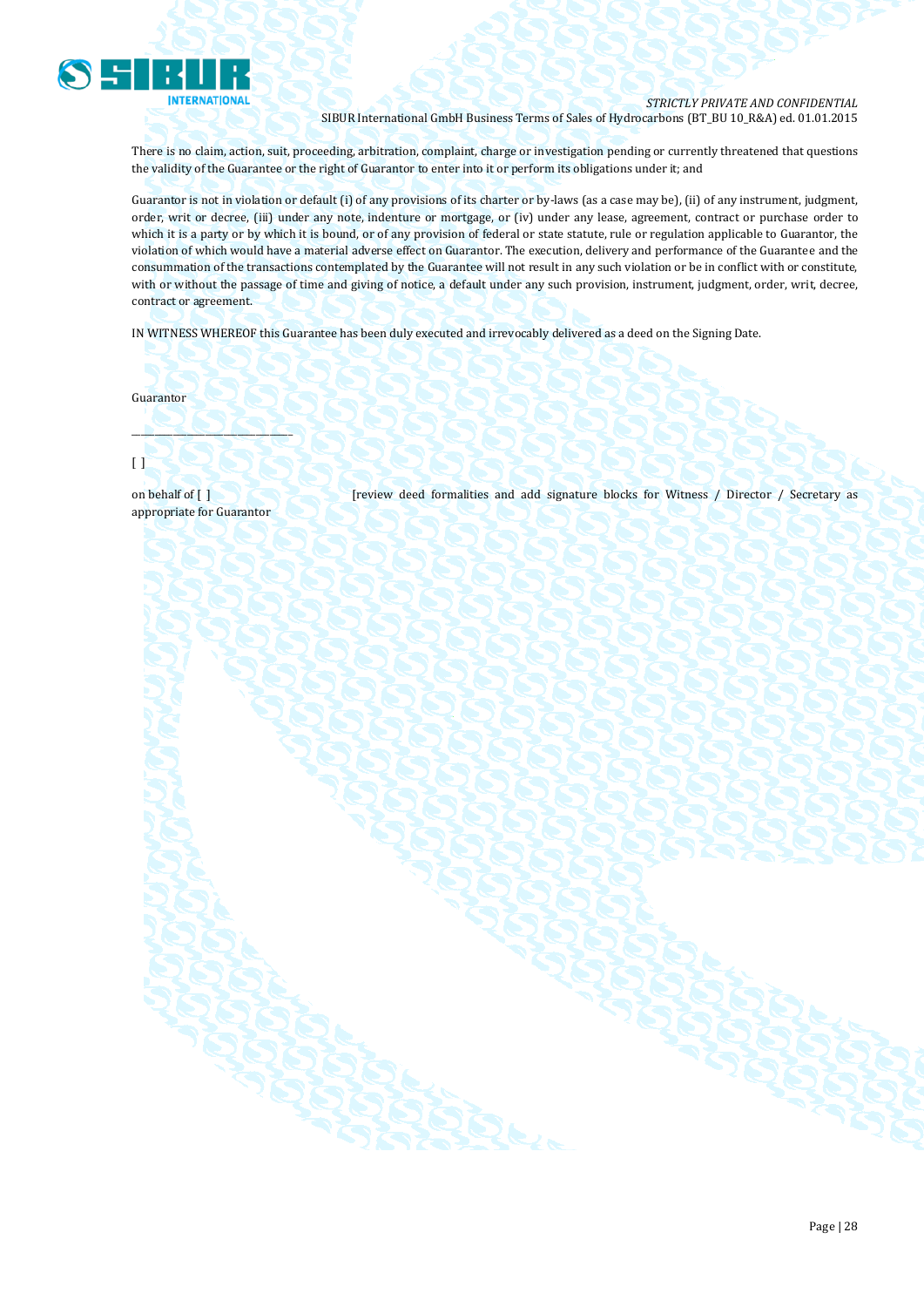There is no claim, action, suit, proceeding, arbitration, complaint, charge or investigation pending or currently threatened that questions the validity of the Guarantee or the right of Guarantor to enter into it or perform its obligations under it; and

Guarantor is not in violation or default (i) of any provisions of its charter or by-laws (as a case may be), (ii) of any instrument, judgment, order, writ or decree, (iii) under any note, indenture or mortgage, or (iv) under any lease, agreement, contract or purchase order to which it is a party or by which it is bound, or of any provision of federal or state statute, rule or regulation applicable to Guarantor, the violation of which would have a material adverse effect on Guarantor. The execution, delivery and performance of the Guarantee and the consummation of the transactions contemplated by the Guarantee will not result in any such violation or be in conflict with or constitute, with or without the passage of time and giving of notice, a default under any such provision, instrument, judgment, order, writ, decree, contract or agreement.

IN WITNESS WHEREOF this Guarantee has been duly executed and irrevocably delivered as a deed on the Signing Date.

Guarantor

______________________________

[ ]

on behalf of [ ] [review deed formalities and add signature blocks for Witness / Director / Secretary as appropriate for Guarantor